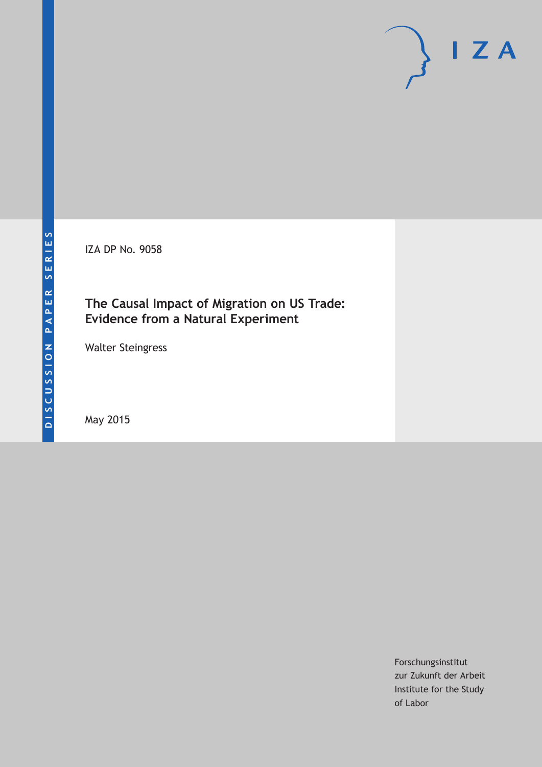DISCUSSION PAPER SERIES

IZA

IZA DP No. 9058

# The Causal Impact of Migration on US Trade: Evidence from a Natural Experiment

Walter Steingress

May 2015

Forschungsinstitut
zur Zukunft der Arbeit
Institute for the Study
of Labor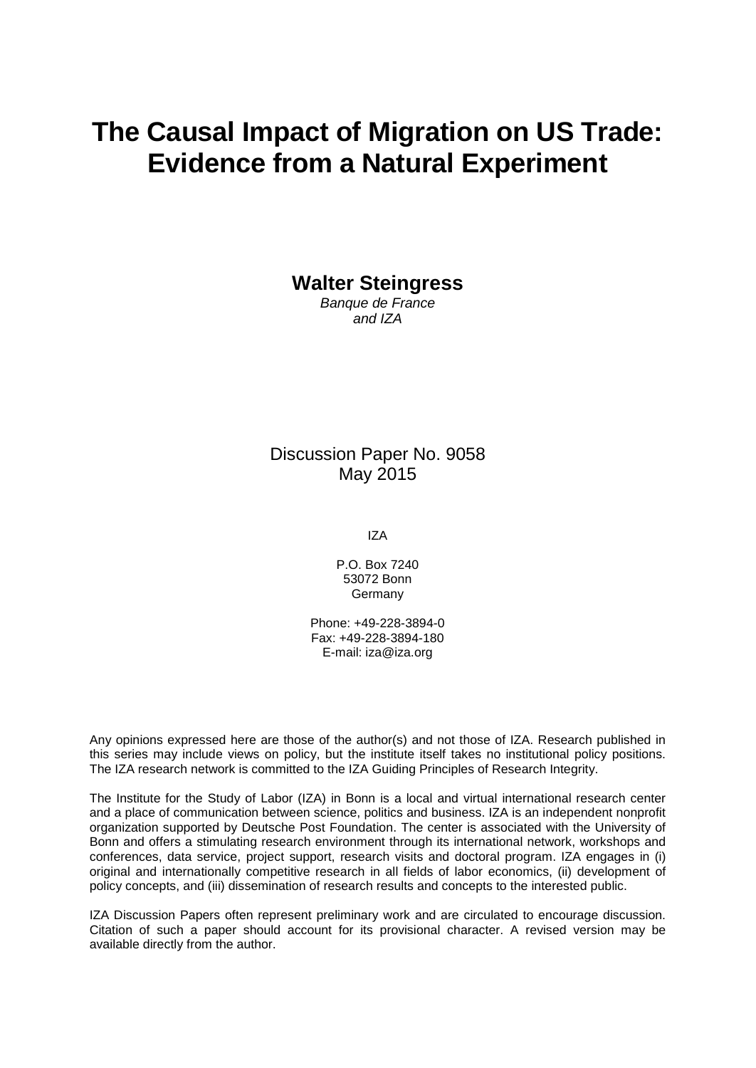# The Causal Impact of Migration on US Trade: Evidence from a Natural Experiment

**Walter Steingress**

*Banque de France*
*and IZA*

Discussion Paper No. 9058
May 2015

IZA

P.O. Box 7240
53072 Bonn
Germany

Phone: +49-228-3894-0
Fax: +49-228-3894-180
E-mail: iza@iza.org

Any opinions expressed here are those of the author(s) and not those of IZA. Research published in this series may include views on policy, but the institute itself takes no institutional policy positions. The IZA research network is committed to the IZA Guiding Principles of Research Integrity.

The Institute for the Study of Labor (IZA) in Bonn is a local and virtual international research center and a place of communication between science, politics and business. IZA is an independent nonprofit organization supported by Deutsche Post Foundation. The center is associated with the University of Bonn and offers a stimulating research environment through its international network, workshops and conferences, data service, project support, research visits and doctoral program. IZA engages in (i) original and internationally competitive research in all fields of labor economics, (ii) development of policy concepts, and (iii) dissemination of research results and concepts to the interested public.

IZA Discussion Papers often represent preliminary work and are circulated to encourage discussion. Citation of such a paper should account for its provisional character. A revised version may be available directly from the author.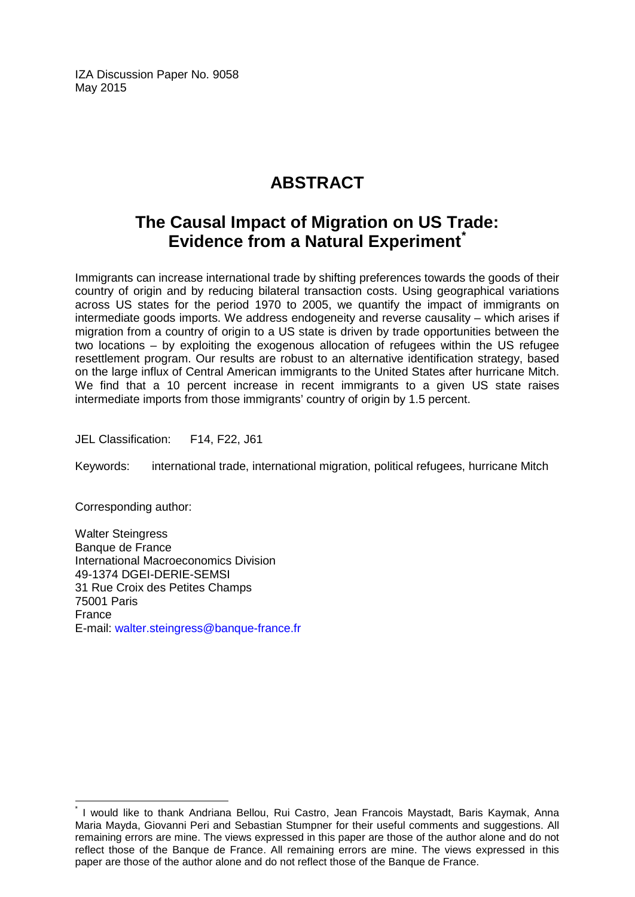IZA Discussion Paper No. 9058
May 2015

# ABSTRACT

## The Causal Impact of Migration on US Trade: Evidence from a Natural Experiment*

Immigrants can increase international trade by shifting preferences towards the goods of their country of origin and by reducing bilateral transaction costs. Using geographical variations across US states for the period 1970 to 2005, we quantify the impact of immigrants on intermediate goods imports. We address endogeneity and reverse causality – which arises if migration from a country of origin to a US state is driven by trade opportunities between the two locations – by exploiting the exogenous allocation of refugees within the US refugee resettlement program. Our results are robust to an alternative identification strategy, based on the large influx of Central American immigrants to the United States after hurricane Mitch. We find that a 10 percent increase in recent immigrants to a given US state raises intermediate imports from those immigrants' country of origin by 1.5 percent.

JEL Classification: F14, F22, J61

Keywords: international trade, international migration, political refugees, hurricane Mitch

Corresponding author:

Walter Steingress
Banque de France
International Macroeconomics Division
49-1374 DGEI-DERIE-SEMSI
31 Rue Croix des Petites Champs
75001 Paris
France
E-mail: walter.steingress@banque-france.fr

---

* I would like to thank Andriana Bellou, Rui Castro, Jean Francois Maystadt, Baris Kaymak, Anna Maria Mayda, Giovanni Peri and Sebastian Stumpner for their useful comments and suggestions. All remaining errors are mine. The views expressed in this paper are those of the author alone and do not reflect those of the Banque de France. All remaining errors are mine. The views expressed in this paper are those of the author alone and do not reflect those of the Banque de France.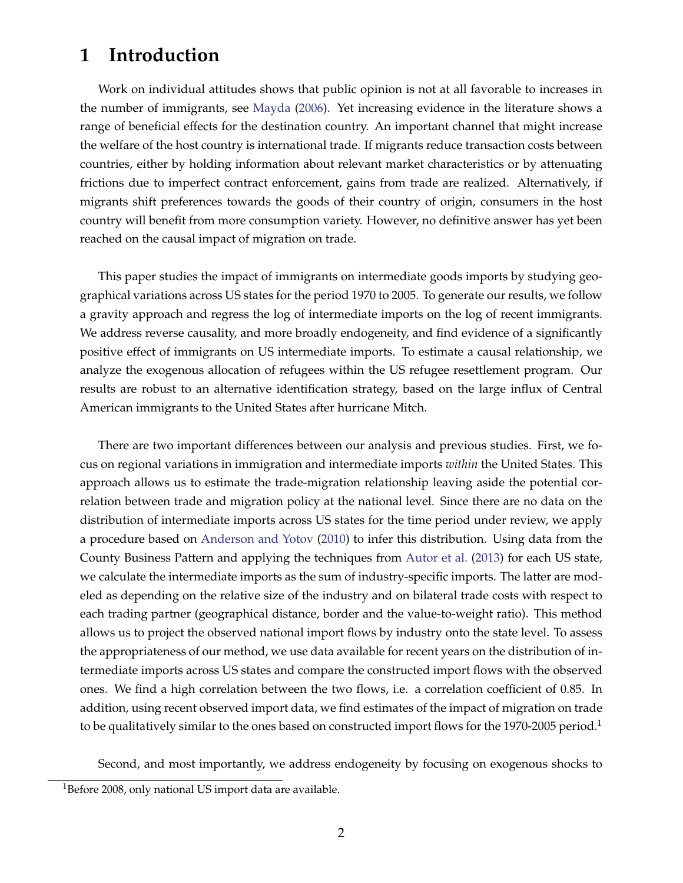# 1 Introduction

Work on individual attitudes shows that public opinion is not at all favorable to increases in the number of immigrants, see Mayda (2006). Yet increasing evidence in the literature shows a range of beneficial effects for the destination country. An important channel that might increase the welfare of the host country is international trade. If migrants reduce transaction costs between countries, either by holding information about relevant market characteristics or by attenuating frictions due to imperfect contract enforcement, gains from trade are realized. Alternatively, if migrants shift preferences towards the goods of their country of origin, consumers in the host country will benefit from more consumption variety. However, no definitive answer has yet been reached on the causal impact of migration on trade.

This paper studies the impact of immigrants on intermediate goods imports by studying geographical variations across US states for the period 1970 to 2005. To generate our results, we follow a gravity approach and regress the log of intermediate imports on the log of recent immigrants. We address reverse causality, and more broadly endogeneity, and find evidence of a significantly positive effect of immigrants on US intermediate imports. To estimate a causal relationship, we analyze the exogenous allocation of refugees within the US refugee resettlement program. Our results are robust to an alternative identification strategy, based on the large influx of Central American immigrants to the United States after hurricane Mitch.

There are two important differences between our analysis and previous studies. First, we focus on regional variations in immigration and intermediate imports *within* the United States. This approach allows us to estimate the trade-migration relationship leaving aside the potential correlation between trade and migration policy at the national level. Since there are no data on the distribution of intermediate imports across US states for the time period under review, we apply a procedure based on Anderson and Yotov (2010) to infer this distribution. Using data from the County Business Pattern and applying the techniques from Autor et al. (2013) for each US state, we calculate the intermediate imports as the sum of industry-specific imports. The latter are modeled as depending on the relative size of the industry and on bilateral trade costs with respect to each trading partner (geographical distance, border and the value-to-weight ratio). This method allows us to project the observed national import flows by industry onto the state level. To assess the appropriateness of our method, we use data available for recent years on the distribution of intermediate imports across US states and compare the constructed import flows with the observed ones. We find a high correlation between the two flows, i.e. a correlation coefficient of 0.85. In addition, using recent observed import data, we find estimates of the impact of migration on trade to be qualitatively similar to the ones based on constructed import flows for the 1970-2005 period.[1]

Second, and most importantly, we address endogeneity by focusing on exogenous shocks to

[1] Before 2008, only national US import data are available.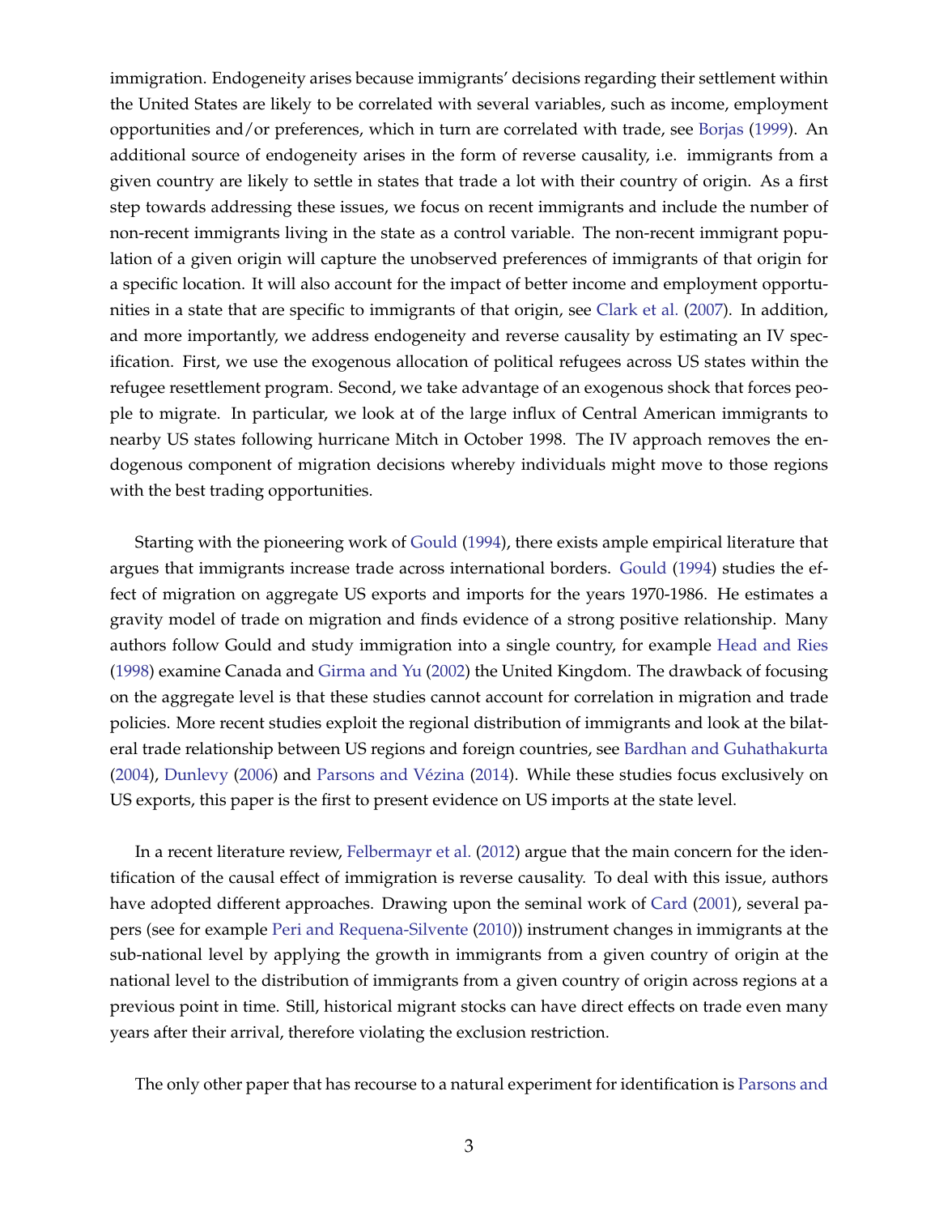immigration. Endogeneity arises because immigrants' decisions regarding their settlement within the United States are likely to be correlated with several variables, such as income, employment opportunities and/or preferences, which in turn are correlated with trade, see Borjas (1999). An additional source of endogeneity arises in the form of reverse causality, i.e. immigrants from a given country are likely to settle in states that trade a lot with their country of origin. As a first step towards addressing these issues, we focus on recent immigrants and include the number of non-recent immigrants living in the state as a control variable. The non-recent immigrant population of a given origin will capture the unobserved preferences of immigrants of that origin for a specific location. It will also account for the impact of better income and employment opportunities in a state that are specific to immigrants of that origin, see Clark et al. (2007). In addition, and more importantly, we address endogeneity and reverse causality by estimating an IV specification. First, we use the exogenous allocation of political refugees across US states within the refugee resettlement program. Second, we take advantage of an exogenous shock that forces people to migrate. In particular, we look at of the large influx of Central American immigrants to nearby US states following hurricane Mitch in October 1998. The IV approach removes the endogenous component of migration decisions whereby individuals might move to those regions with the best trading opportunities.

Starting with the pioneering work of Gould (1994), there exists ample empirical literature that argues that immigrants increase trade across international borders. Gould (1994) studies the effect of migration on aggregate US exports and imports for the years 1970-1986. He estimates a gravity model of trade on migration and finds evidence of a strong positive relationship. Many authors follow Gould and study immigration into a single country, for example Head and Ries (1998) examine Canada and Girma and Yu (2002) the United Kingdom. The drawback of focusing on the aggregate level is that these studies cannot account for correlation in migration and trade policies. More recent studies exploit the regional distribution of immigrants and look at the bilateral trade relationship between US regions and foreign countries, see Bardhan and Guhathakurta (2004), Dunlevy (2006) and Parsons and Vézina (2014). While these studies focus exclusively on US exports, this paper is the first to present evidence on US imports at the state level.

In a recent literature review, Felbermayr et al. (2012) argue that the main concern for the identification of the causal effect of immigration is reverse causality. To deal with this issue, authors have adopted different approaches. Drawing upon the seminal work of Card (2001), several papers (see for example Peri and Requena-Silvente (2010)) instrument changes in immigrants at the sub-national level by applying the growth in immigrants from a given country of origin at the national level to the distribution of immigrants from a given country of origin across regions at a previous point in time. Still, historical migrant stocks can have direct effects on trade even many years after their arrival, therefore violating the exclusion restriction.

The only other paper that has recourse to a natural experiment for identification is Parsons and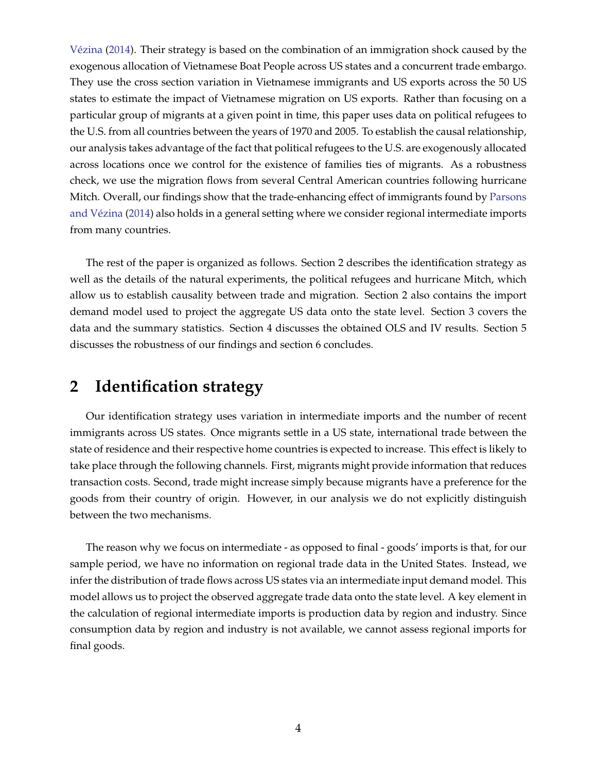Vézina (2014). Their strategy is based on the combination of an immigration shock caused by the exogenous allocation of Vietnamese Boat People across US states and a concurrent trade embargo. They use the cross section variation in Vietnamese immigrants and US exports across the 50 US states to estimate the impact of Vietnamese migration on US exports. Rather than focusing on a particular group of migrants at a given point in time, this paper uses data on political refugees to the U.S. from all countries between the years of 1970 and 2005. To establish the causal relationship, our analysis takes advantage of the fact that political refugees to the U.S. are exogenously allocated across locations once we control for the existence of families ties of migrants. As a robustness check, we use the migration flows from several Central American countries following hurricane Mitch. Overall, our findings show that the trade-enhancing effect of immigrants found by Parsons and Vézina (2014) also holds in a general setting where we consider regional intermediate imports from many countries.

The rest of the paper is organized as follows. Section 2 describes the identification strategy as well as the details of the natural experiments, the political refugees and hurricane Mitch, which allow us to establish causality between trade and migration. Section 2 also contains the import demand model used to project the aggregate US data onto the state level. Section 3 covers the data and the summary statistics. Section 4 discusses the obtained OLS and IV results. Section 5 discusses the robustness of our findings and section 6 concludes.

## 2 Identification strategy

Our identification strategy uses variation in intermediate imports and the number of recent immigrants across US states. Once migrants settle in a US state, international trade between the state of residence and their respective home countries is expected to increase. This effect is likely to take place through the following channels. First, migrants might provide information that reduces transaction costs. Second, trade might increase simply because migrants have a preference for the goods from their country of origin. However, in our analysis we do not explicitly distinguish between the two mechanisms.

The reason why we focus on intermediate - as opposed to final - goods' imports is that, for our sample period, we have no information on regional trade data in the United States. Instead, we infer the distribution of trade flows across US states via an intermediate input demand model. This model allows us to project the observed aggregate trade data onto the state level. A key element in the calculation of regional intermediate imports is production data by region and industry. Since consumption data by region and industry is not available, we cannot assess regional imports for final goods.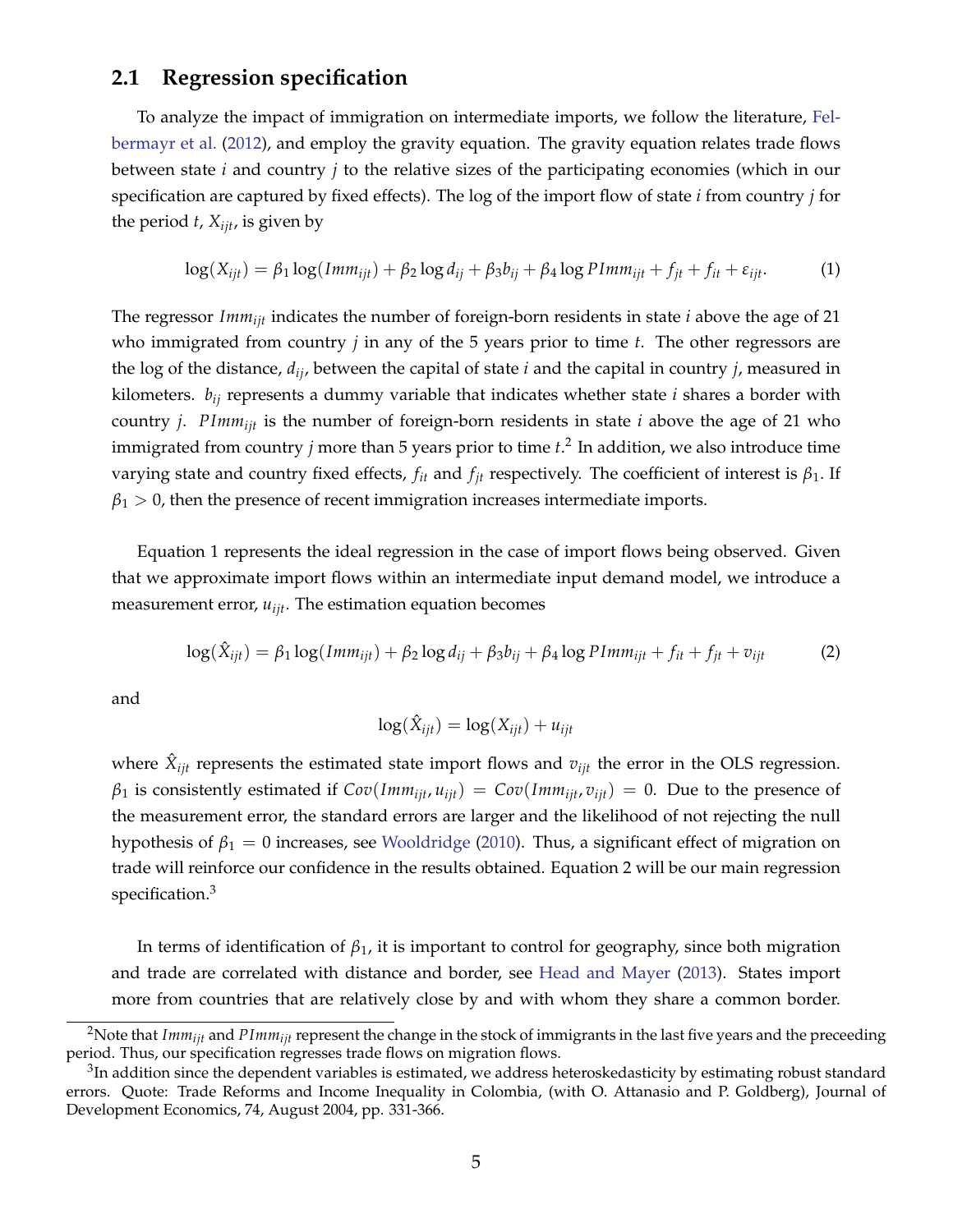## 2.1 Regression specification

To analyze the impact of immigration on intermediate imports, we follow the literature, Felbermayr et al. (2012), and employ the gravity equation. The gravity equation relates trade flows between state $i$ and country $j$ to the relative sizes of the participating economies (which in our specification are captured by fixed effects). The log of the import flow of state $i$ from country $j$ for the period $t$, $X_{ijt}$, is given by

$$\log(X_{ijt}) = \beta_1 \log(Imm_{ijt}) + \beta_2 \log d_{ij} + \beta_3 b_{ij} + \beta_4 \log PImm_{ijt} + f_{jt} + f_{it} + \varepsilon_{ijt}. \quad (1)$$

The regressor $Imm_{ijt}$ indicates the number of foreign-born residents in state $i$ above the age of 21 who immigrated from country $j$ in any of the 5 years prior to time $t$. The other regressors are the log of the distance, $d_{ij}$, between the capital of state $i$ and the capital in country $j$, measured in kilometers. $b_{ij}$ represents a dummy variable that indicates whether state $i$ shares a border with country $j$. $PImm_{ijt}$ is the number of foreign-born residents in state $i$ above the age of 21 who immigrated from country $j$ more than 5 years prior to time $t$.[2] In addition, we also introduce time varying state and country fixed effects, $f_{it}$ and $f_{jt}$ respectively. The coefficient of interest is $\beta_1$. If $\beta_1 > 0$, then the presence of recent immigration increases intermediate imports.

Equation 1 represents the ideal regression in the case of import flows being observed. Given that we approximate import flows within an intermediate input demand model, we introduce a measurement error, $u_{ijt}$. The estimation equation becomes

$$\log(\hat{X}_{ijt}) = \beta_1 \log(Imm_{ijt}) + \beta_2 \log d_{ij} + \beta_3 b_{ij} + \beta_4 \log PImm_{ijt} + f_{it} + f_{jt} + v_{ijt} \quad (2)$$

and

$$\log(\hat{X}_{ijt}) = \log(X_{ijt}) + u_{ijt}$$

where $\hat{X}_{ijt}$ represents the estimated state import flows and $v_{ijt}$ the error in the OLS regression. $\beta_1$ is consistently estimated if $Cov(Imm_{ijt}, u_{ijt}) = Cov(Imm_{ijt}, v_{ijt}) = 0$. Due to the presence of the measurement error, the standard errors are larger and the likelihood of not rejecting the null hypothesis of $\beta_1 = 0$ increases, see Wooldridge (2010). Thus, a significant effect of migration on trade will reinforce our confidence in the results obtained. Equation 2 will be our main regression specification.[3]

In terms of identification of $\beta_1$, it is important to control for geography, since both migration and trade are correlated with distance and border, see Head and Mayer (2013). States import more from countries that are relatively close by and with whom they share a common border.

---

[2] Note that $Imm_{ijt}$ and $PImm_{ijt}$ represent the change in the stock of immigrants in the last five years and the preceeding period. Thus, our specification regresses trade flows on migration flows.

[3] In addition since the dependent variables is estimated, we address heteroskedasticity by estimating robust standard errors. Quote: Trade Reforms and Income Inequality in Colombia, (with O. Attanasio and P. Goldberg), Journal of Development Economics, 74, August 2004, pp. 331-366.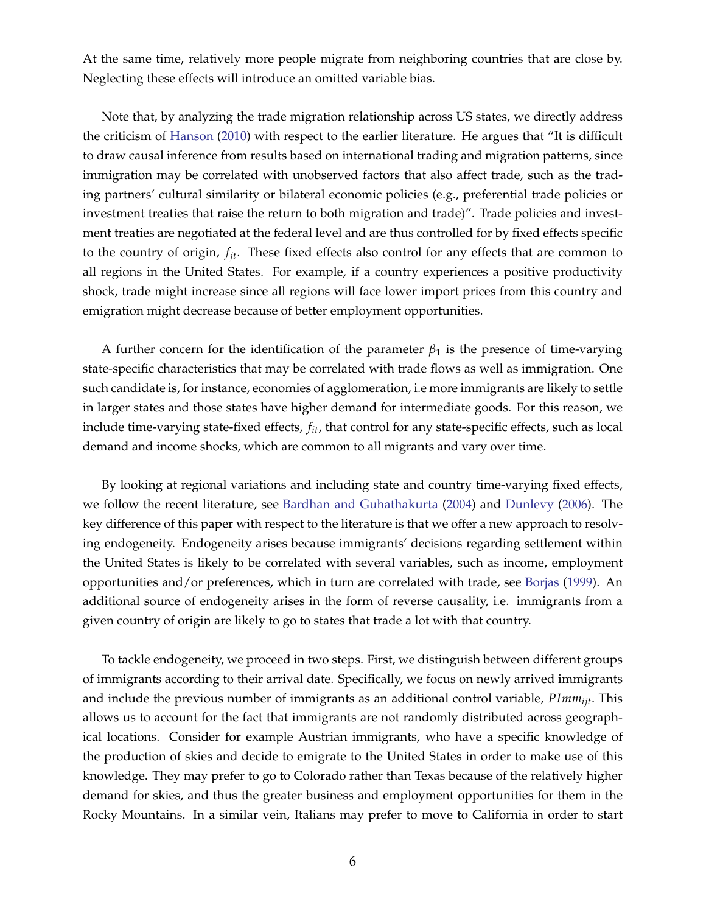At the same time, relatively more people migrate from neighboring countries that are close by. Neglecting these effects will introduce an omitted variable bias.

Note that, by analyzing the trade migration relationship across US states, we directly address the criticism of Hanson (2010) with respect to the earlier literature. He argues that "It is difficult to draw causal inference from results based on international trading and migration patterns, since immigration may be correlated with unobserved factors that also affect trade, such as the trading partners' cultural similarity or bilateral economic policies (e.g., preferential trade policies or investment treaties that raise the return to both migration and trade)". Trade policies and investment treaties are negotiated at the federal level and are thus controlled for by fixed effects specific to the country of origin, $f_{jt}$. These fixed effects also control for any effects that are common to all regions in the United States. For example, if a country experiences a positive productivity shock, trade might increase since all regions will face lower import prices from this country and emigration might decrease because of better employment opportunities.

A further concern for the identification of the parameter $\beta_1$ is the presence of time-varying state-specific characteristics that may be correlated with trade flows as well as immigration. One such candidate is, for instance, economies of agglomeration, i.e more immigrants are likely to settle in larger states and those states have higher demand for intermediate goods. For this reason, we include time-varying state-fixed effects, $f_{it}$, that control for any state-specific effects, such as local demand and income shocks, which are common to all migrants and vary over time.

By looking at regional variations and including state and country time-varying fixed effects, we follow the recent literature, see Bardhan and Guhathakurta (2004) and Dunlevy (2006). The key difference of this paper with respect to the literature is that we offer a new approach to resolving endogeneity. Endogeneity arises because immigrants' decisions regarding settlement within the United States is likely to be correlated with several variables, such as income, employment opportunities and/or preferences, which in turn are correlated with trade, see Borjas (1999). An additional source of endogeneity arises in the form of reverse causality, i.e. immigrants from a given country of origin are likely to go to states that trade a lot with that country.

To tackle endogeneity, we proceed in two steps. First, we distinguish between different groups of immigrants according to their arrival date. Specifically, we focus on newly arrived immigrants and include the previous number of immigrants as an additional control variable, $PImm_{ijt}$. This allows us to account for the fact that immigrants are not randomly distributed across geographical locations. Consider for example Austrian immigrants, who have a specific knowledge of the production of skies and decide to emigrate to the United States in order to make use of this knowledge. They may prefer to go to Colorado rather than Texas because of the relatively higher demand for skies, and thus the greater business and employment opportunities for them in the Rocky Mountains. In a similar vein, Italians may prefer to move to California in order to start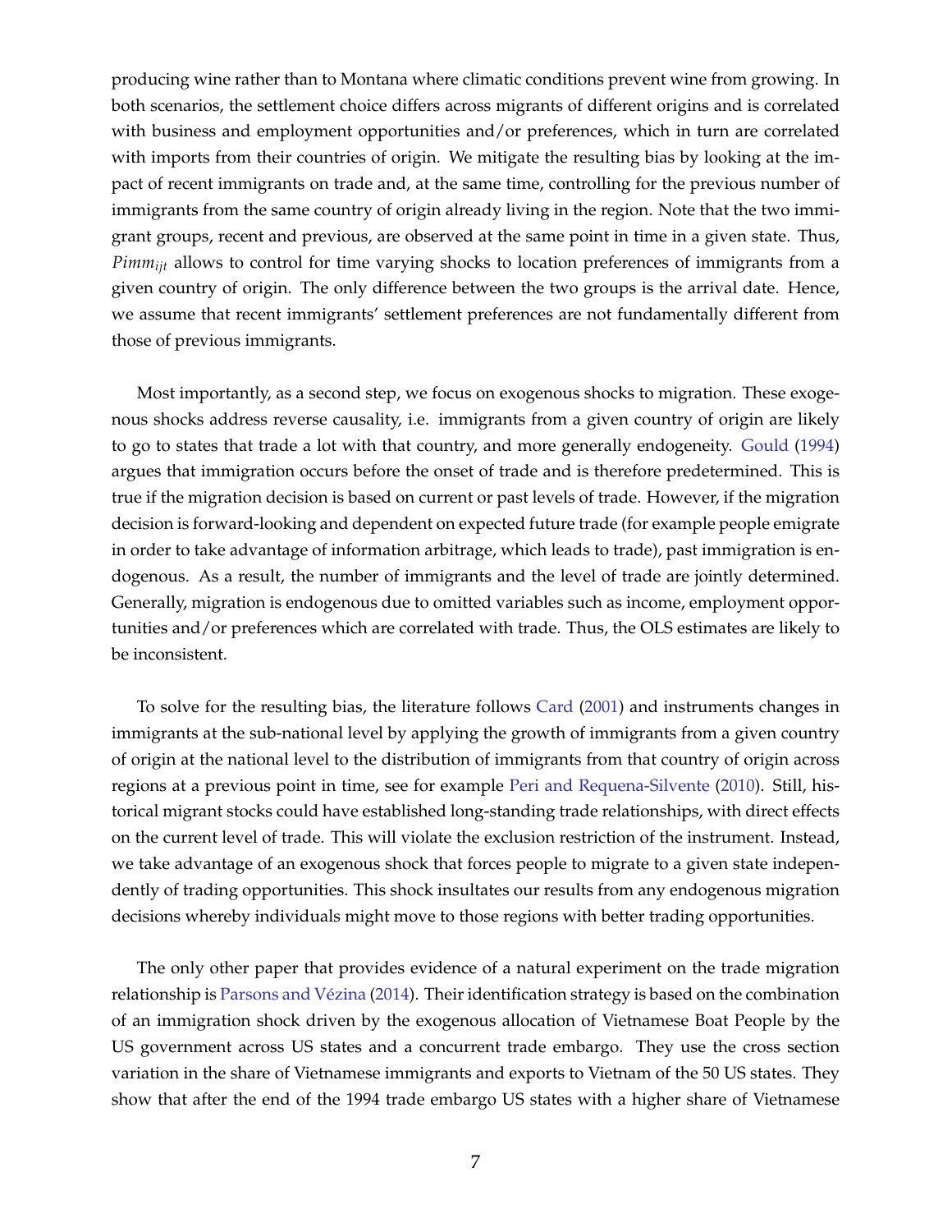producing wine rather than to Montana where climatic conditions prevent wine from growing. In both scenarios, the settlement choice differs across migrants of different origins and is correlated with business and employment opportunities and/or preferences, which in turn are correlated with imports from their countries of origin. We mitigate the resulting bias by looking at the impact of recent immigrants on trade and, at the same time, controlling for the previous number of immigrants from the same country of origin already living in the region. Note that the two immigrant groups, recent and previous, are observed at the same point in time in a given state. Thus, $Pimm_{ijt}$ allows to control for time varying shocks to location preferences of immigrants from a given country of origin. The only difference between the two groups is the arrival date. Hence, we assume that recent immigrants' settlement preferences are not fundamentally different from those of previous immigrants.

Most importantly, as a second step, we focus on exogenous shocks to migration. These exogenous shocks address reverse causality, i.e. immigrants from a given country of origin are likely to go to states that trade a lot with that country, and more generally endogeneity. Gould (1994) argues that immigration occurs before the onset of trade and is therefore predetermined. This is true if the migration decision is based on current or past levels of trade. However, if the migration decision is forward-looking and dependent on expected future trade (for example people emigrate in order to take advantage of information arbitrage, which leads to trade), past immigration is endogenous. As a result, the number of immigrants and the level of trade are jointly determined. Generally, migration is endogenous due to omitted variables such as income, employment opportunities and/or preferences which are correlated with trade. Thus, the OLS estimates are likely to be inconsistent.

To solve for the resulting bias, the literature follows Card (2001) and instruments changes in immigrants at the sub-national level by applying the growth of immigrants from a given country of origin at the national level to the distribution of immigrants from that country of origin across regions at a previous point in time, see for example Peri and Requena-Silvente (2010). Still, historical migrant stocks could have established long-standing trade relationships, with direct effects on the current level of trade. This will violate the exclusion restriction of the instrument. Instead, we take advantage of an exogenous shock that forces people to migrate to a given state independently of trading opportunities. This shock insultates our results from any endogenous migration decisions whereby individuals might move to those regions with better trading opportunities.

The only other paper that provides evidence of a natural experiment on the trade migration relationship is Parsons and Vézina (2014). Their identification strategy is based on the combination of an immigration shock driven by the exogenous allocation of Vietnamese Boat People by the US government across US states and a concurrent trade embargo. They use the cross section variation in the share of Vietnamese immigrants and exports to Vietnam of the 50 US states. They show that after the end of the 1994 trade embargo US states with a higher share of Vietnamese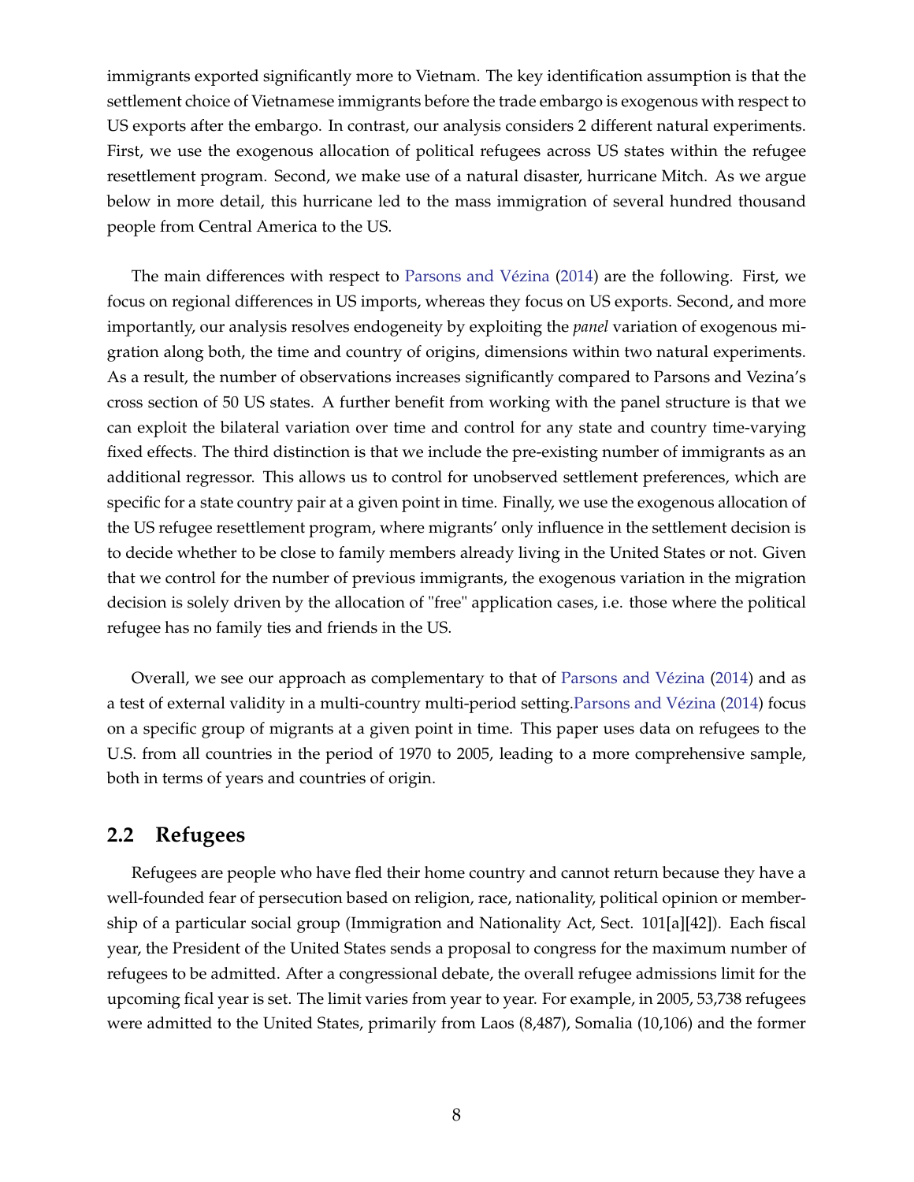immigrants exported significantly more to Vietnam. The key identification assumption is that the settlement choice of Vietnamese immigrants before the trade embargo is exogenous with respect to US exports after the embargo. In contrast, our analysis considers 2 different natural experiments. First, we use the exogenous allocation of political refugees across US states within the refugee resettlement program. Second, we make use of a natural disaster, hurricane Mitch. As we argue below in more detail, this hurricane led to the mass immigration of several hundred thousand people from Central America to the US.

The main differences with respect to Parsons and Vézina (2014) are the following. First, we focus on regional differences in US imports, whereas they focus on US exports. Second, and more importantly, our analysis resolves endogeneity by exploiting the *panel* variation of exogenous migration along both, the time and country of origins, dimensions within two natural experiments. As a result, the number of observations increases significantly compared to Parsons and Vezina's cross section of 50 US states. A further benefit from working with the panel structure is that we can exploit the bilateral variation over time and control for any state and country time-varying fixed effects. The third distinction is that we include the pre-existing number of immigrants as an additional regressor. This allows us to control for unobserved settlement preferences, which are specific for a state country pair at a given point in time. Finally, we use the exogenous allocation of the US refugee resettlement program, where migrants' only influence in the settlement decision is to decide whether to be close to family members already living in the United States or not. Given that we control for the number of previous immigrants, the exogenous variation in the migration decision is solely driven by the allocation of "free" application cases, i.e. those where the political refugee has no family ties and friends in the US.

Overall, we see our approach as complementary to that of Parsons and Vézina (2014) and as a test of external validity in a multi-country multi-period setting.Parsons and Vézina (2014) focus on a specific group of migrants at a given point in time. This paper uses data on refugees to the U.S. from all countries in the period of 1970 to 2005, leading to a more comprehensive sample, both in terms of years and countries of origin.

## 2.2 Refugees

Refugees are people who have fled their home country and cannot return because they have a well-founded fear of persecution based on religion, race, nationality, political opinion or membership of a particular social group (Immigration and Nationality Act, Sect. 101[a][42]). Each fiscal year, the President of the United States sends a proposal to congress for the maximum number of refugees to be admitted. After a congressional debate, the overall refugee admissions limit for the upcoming fical year is set. The limit varies from year to year. For example, in 2005, 53,738 refugees were admitted to the United States, primarily from Laos (8,487), Somalia (10,106) and the former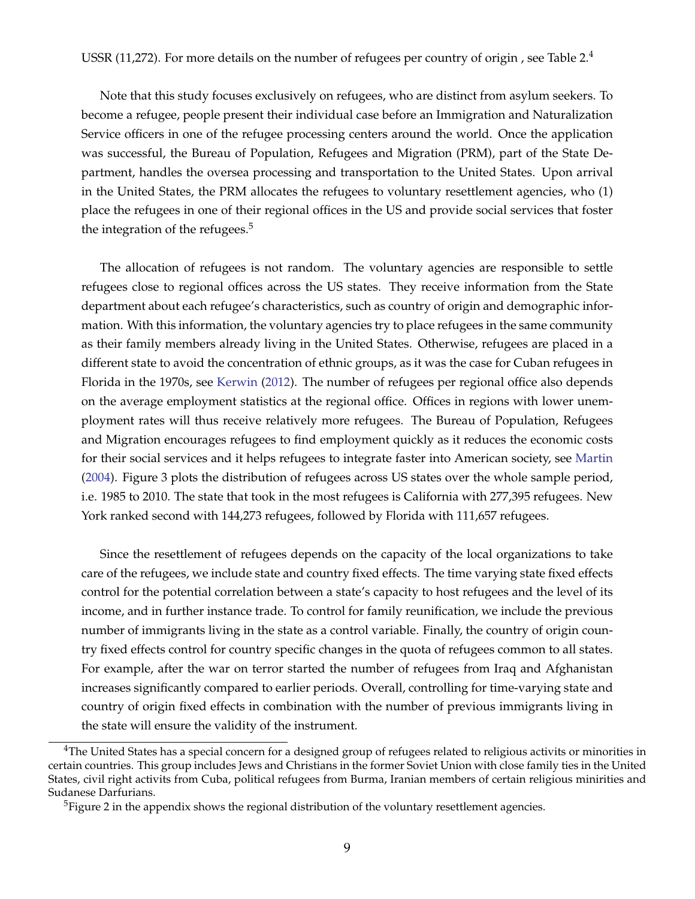USSR (11,272). For more details on the number of refugees per country of origin , see Table 2.[4]

Note that this study focuses exclusively on refugees, who are distinct from asylum seekers. To become a refugee, people present their individual case before an Immigration and Naturalization Service officers in one of the refugee processing centers around the world. Once the application was successful, the Bureau of Population, Refugees and Migration (PRM), part of the State Department, handles the oversea processing and transportation to the United States. Upon arrival in the United States, the PRM allocates the refugees to voluntary resettlement agencies, who (1) place the refugees in one of their regional offices in the US and provide social services that foster the integration of the refugees.[5]

The allocation of refugees is not random. The voluntary agencies are responsible to settle refugees close to regional offices across the US states. They receive information from the State department about each refugee's characteristics, such as country of origin and demographic information. With this information, the voluntary agencies try to place refugees in the same community as their family members already living in the United States. Otherwise, refugees are placed in a different state to avoid the concentration of ethnic groups, as it was the case for Cuban refugees in Florida in the 1970s, see Kerwin (2012). The number of refugees per regional office also depends on the average employment statistics at the regional office. Offices in regions with lower unemployment rates will thus receive relatively more refugees. The Bureau of Population, Refugees and Migration encourages refugees to find employment quickly as it reduces the economic costs for their social services and it helps refugees to integrate faster into American society, see Martin (2004). Figure 3 plots the distribution of refugees across US states over the whole sample period, i.e. 1985 to 2010. The state that took in the most refugees is California with 277,395 refugees. New York ranked second with 144,273 refugees, followed by Florida with 111,657 refugees.

Since the resettlement of refugees depends on the capacity of the local organizations to take care of the refugees, we include state and country fixed effects. The time varying state fixed effects control for the potential correlation between a state's capacity to host refugees and the level of its income, and in further instance trade. To control for family reunification, we include the previous number of immigrants living in the state as a control variable. Finally, the country of origin country fixed effects control for country specific changes in the quota of refugees common to all states. For example, after the war on terror started the number of refugees from Iraq and Afghanistan increases significantly compared to earlier periods. Overall, controlling for time-varying state and country of origin fixed effects in combination with the number of previous immigrants living in the state will ensure the validity of the instrument.

[4]The United States has a special concern for a designed group of refugees related to religious activits or minorities in certain countries. This group includes Jews and Christians in the former Soviet Union with close family ties in the United States, civil right activits from Cuba, political refugees from Burma, Iranian members of certain religious minirities and Sudanese Darfurians.

[5]Figure 2 in the appendix shows the regional distribution of the voluntary resettlement agencies.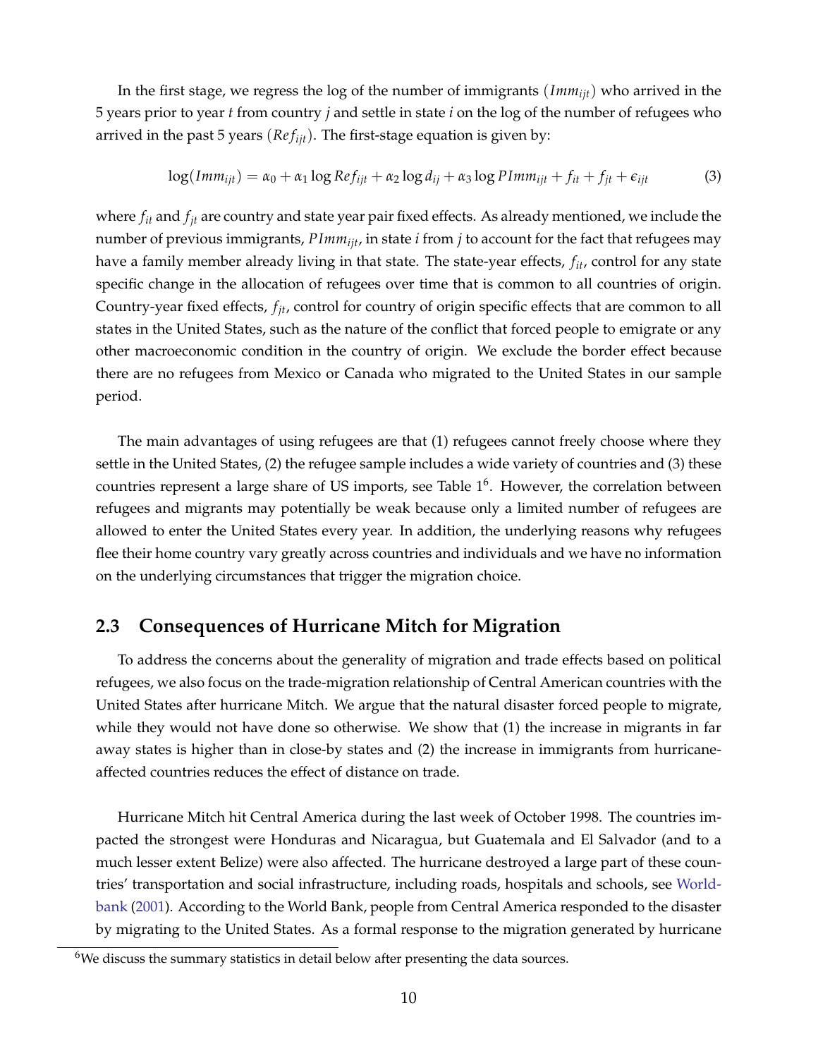In the first stage, we regress the log of the number of immigrants ($Imm_{ijt}$) who arrived in the 5 years prior to year $t$ from country $j$ and settle in state $i$ on the log of the number of refugees who arrived in the past 5 years ($Ref_{ijt}$). The first-stage equation is given by:

$$\log(Imm_{ijt}) = \alpha_0 + \alpha_1 \log Ref_{ijt} + \alpha_2 \log d_{ij} + \alpha_3 \log PImm_{ijt} + f_{it} + f_{jt} + \epsilon_{ijt} \tag{3}$$

where $f_{it}$ and $f_{jt}$ are country and state year pair fixed effects. As already mentioned, we include the number of previous immigrants, $PImm_{ijt}$, in state $i$ from $j$ to account for the fact that refugees may have a family member already living in that state. The state-year effects, $f_{it}$, control for any state specific change in the allocation of refugees over time that is common to all countries of origin. Country-year fixed effects, $f_{jt}$, control for country of origin specific effects that are common to all states in the United States, such as the nature of the conflict that forced people to emigrate or any other macroeconomic condition in the country of origin. We exclude the border effect because there are no refugees from Mexico or Canada who migrated to the United States in our sample period.

The main advantages of using refugees are that (1) refugees cannot freely choose where they settle in the United States, (2) the refugee sample includes a wide variety of countries and (3) these countries represent a large share of US imports, see Table 1[6]. However, the correlation between refugees and migrants may potentially be weak because only a limited number of refugees are allowed to enter the United States every year. In addition, the underlying reasons why refugees flee their home country vary greatly across countries and individuals and we have no information on the underlying circumstances that trigger the migration choice.

## 2.3 Consequences of Hurricane Mitch for Migration

To address the concerns about the generality of migration and trade effects based on political refugees, we also focus on the trade-migration relationship of Central American countries with the United States after hurricane Mitch. We argue that the natural disaster forced people to migrate, while they would not have done so otherwise. We show that (1) the increase in migrants in far away states is higher than in close-by states and (2) the increase in immigrants from hurricane-affected countries reduces the effect of distance on trade.

Hurricane Mitch hit Central America during the last week of October 1998. The countries impacted the strongest were Honduras and Nicaragua, but Guatemala and El Salvador (and to a much lesser extent Belize) were also affected. The hurricane destroyed a large part of these countries' transportation and social infrastructure, including roads, hospitals and schools, see Worldbank (2001). According to the World Bank, people from Central America responded to the disaster by migrating to the United States. As a formal response to the migration generated by hurricane

[6] We discuss the summary statistics in detail below after presenting the data sources.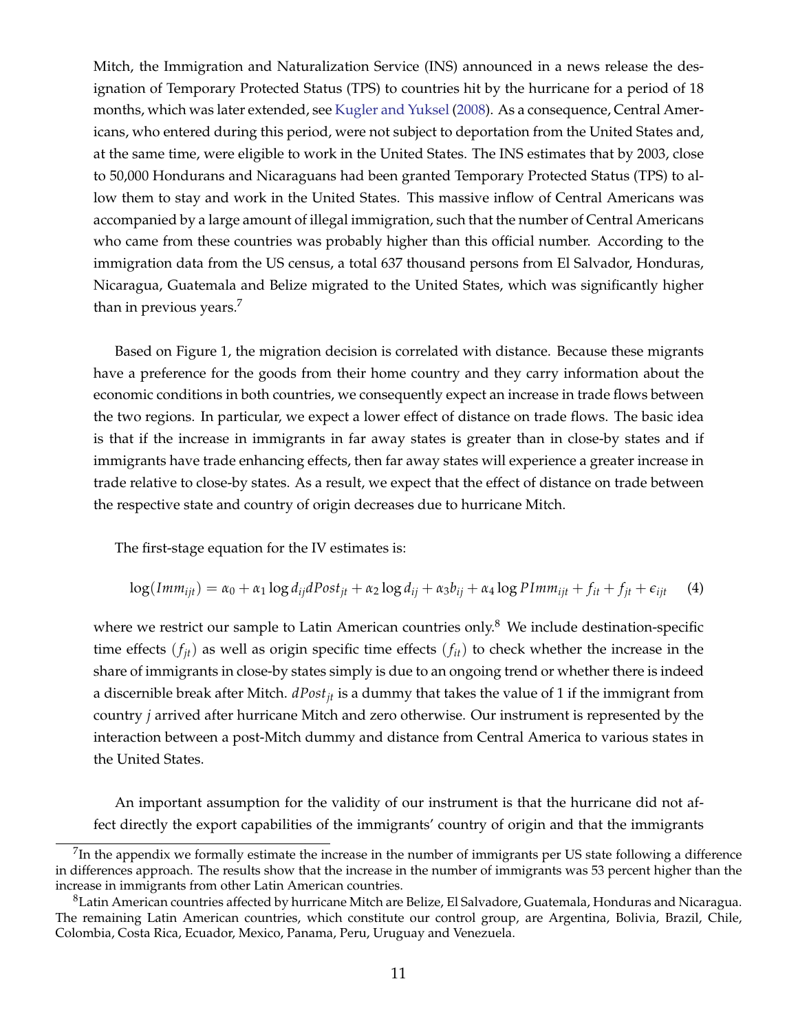Mitch, the Immigration and Naturalization Service (INS) announced in a news release the designation of Temporary Protected Status (TPS) to countries hit by the hurricane for a period of 18 months, which was later extended, see Kugler and Yuksel (2008). As a consequence, Central Americans, who entered during this period, were not subject to deportation from the United States and, at the same time, were eligible to work in the United States. The INS estimates that by 2003, close to 50,000 Hondurans and Nicaraguans had been granted Temporary Protected Status (TPS) to allow them to stay and work in the United States. This massive inflow of Central Americans was accompanied by a large amount of illegal immigration, such that the number of Central Americans who came from these countries was probably higher than this official number. According to the immigration data from the US census, a total 637 thousand persons from El Salvador, Honduras, Nicaragua, Guatemala and Belize migrated to the United States, which was significantly higher than in previous years.[7]

Based on Figure 1, the migration decision is correlated with distance. Because these migrants have a preference for the goods from their home country and they carry information about the economic conditions in both countries, we consequently expect an increase in trade flows between the two regions. In particular, we expect a lower effect of distance on trade flows. The basic idea is that if the increase in immigrants in far away states is greater than in close-by states and if immigrants have trade enhancing effects, then far away states will experience a greater increase in trade relative to close-by states. As a result, we expect that the effect of distance on trade between the respective state and country of origin decreases due to hurricane Mitch.

The first-stage equation for the IV estimates is:

$$\log(Imm_{ijt}) = \alpha_0 + \alpha_1 \log d_{ij} dPost_{jt} + \alpha_2 \log d_{ij} + \alpha_3 b_{ij} + \alpha_4 \log PImm_{ijt} + f_{it} + f_{jt} + \epsilon_{ijt} \quad (4)$$

where we restrict our sample to Latin American countries only.[8] We include destination-specific time effects ($f_{jt}$) as well as origin specific time effects ($f_{it}$) to check whether the increase in the share of immigrants in close-by states simply is due to an ongoing trend or whether there is indeed a discernible break after Mitch. $dPost_{jt}$ is a dummy that takes the value of 1 if the immigrant from country $j$ arrived after hurricane Mitch and zero otherwise. Our instrument is represented by the interaction between a post-Mitch dummy and distance from Central America to various states in the United States.

An important assumption for the validity of our instrument is that the hurricane did not affect directly the export capabilities of the immigrants' country of origin and that the immigrants

[7]In the appendix we formally estimate the increase in the number of immigrants per US state following a difference in differences approach. The results show that the increase in the number of immigrants was 53 percent higher than the increase in immigrants from other Latin American countries.

[8]Latin American countries affected by hurricane Mitch are Belize, El Salvadore, Guatemala, Honduras and Nicaragua. The remaining Latin American countries, which constitute our control group, are Argentina, Bolivia, Brazil, Chile, Colombia, Costa Rica, Ecuador, Mexico, Panama, Peru, Uruguay and Venezuela.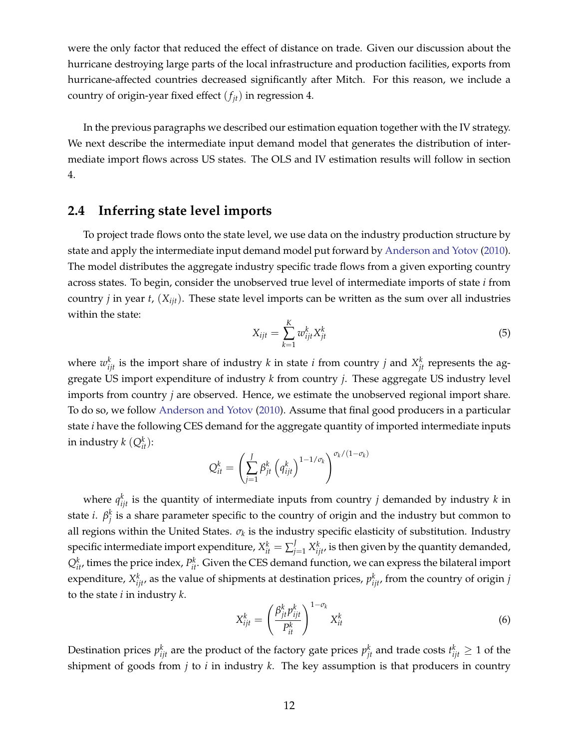were the only factor that reduced the effect of distance on trade. Given our discussion about the hurricane destroying large parts of the local infrastructure and production facilities, exports from hurricane-affected countries decreased significantly after Mitch. For this reason, we include a country of origin-year fixed effect ($f_{jt}$) in regression 4.

In the previous paragraphs we described our estimation equation together with the IV strategy. We next describe the intermediate input demand model that generates the distribution of intermediate import flows across US states. The OLS and IV estimation results will follow in section 4.

## 2.4 Inferring state level imports

To project trade flows onto the state level, we use data on the industry production structure by state and apply the intermediate input demand model put forward by Anderson and Yotov (2010). The model distributes the aggregate industry specific trade flows from a given exporting country across states. To begin, consider the unobserved true level of intermediate imports of state $i$ from country $j$ in year $t$, ($X_{ijt}$). These state level imports can be written as the sum over all industries within the state:

$$X_{ijt} = \sum_{k=1}^{K} w_{ijt}^{k} X_{jt}^{k} \tag{5}$$

where $w_{ijt}^{k}$ is the import share of industry $k$ in state $i$ from country $j$ and $X_{jt}^{k}$ represents the aggregate US import expenditure of industry $k$ from country $j$. These aggregate US industry level imports from country $j$ are observed. Hence, we estimate the unobserved regional import share. To do so, we follow Anderson and Yotov (2010). Assume that final good producers in a particular state $i$ have the following CES demand for the aggregate quantity of imported intermediate inputs in industry $k$ ($Q_{it}^{k}$):

$$Q_{it}^{k} = \left( \sum_{j=1}^{J} \beta_{jt}^{k} \left( q_{ijt}^{k} \right)^{1-1/\sigma_k} \right)^{\sigma_k/(1-\sigma_k)}$$

where $q_{ijt}^{k}$ is the quantity of intermediate inputs from country $j$ demanded by industry $k$ in state $i$. $\beta_{j}^{k}$ is a share parameter specific to the country of origin and the industry but common to all regions within the United States. $\sigma_k$ is the industry specific elasticity of substitution. Industry specific intermediate import expenditure, $X_{it}^{k} = \sum_{j=1}^{J} X_{ijt}^{k}$, is then given by the quantity demanded, $Q_{it}^{k}$, times the price index, $P_{it}^{k}$. Given the CES demand function, we can express the bilateral import expenditure, $X_{ijt}^{k}$, as the value of shipments at destination prices, $p_{ijt}^{k}$, from the country of origin $j$ to the state $i$ in industry $k$.

$$X_{ijt}^{k} = \left( \frac{\beta_{jt}^{k} p_{ijt}^{k}}{P_{it}^{k}} \right)^{1-\sigma_k} X_{it}^{k} \tag{6}$$

Destination prices $p_{ijt}^{k}$ are the product of the factory gate prices $p_{jt}^{k}$ and trade costs $t_{ijt}^{k} \geq 1$ of the shipment of goods from $j$ to $i$ in industry $k$. The key assumption is that producers in country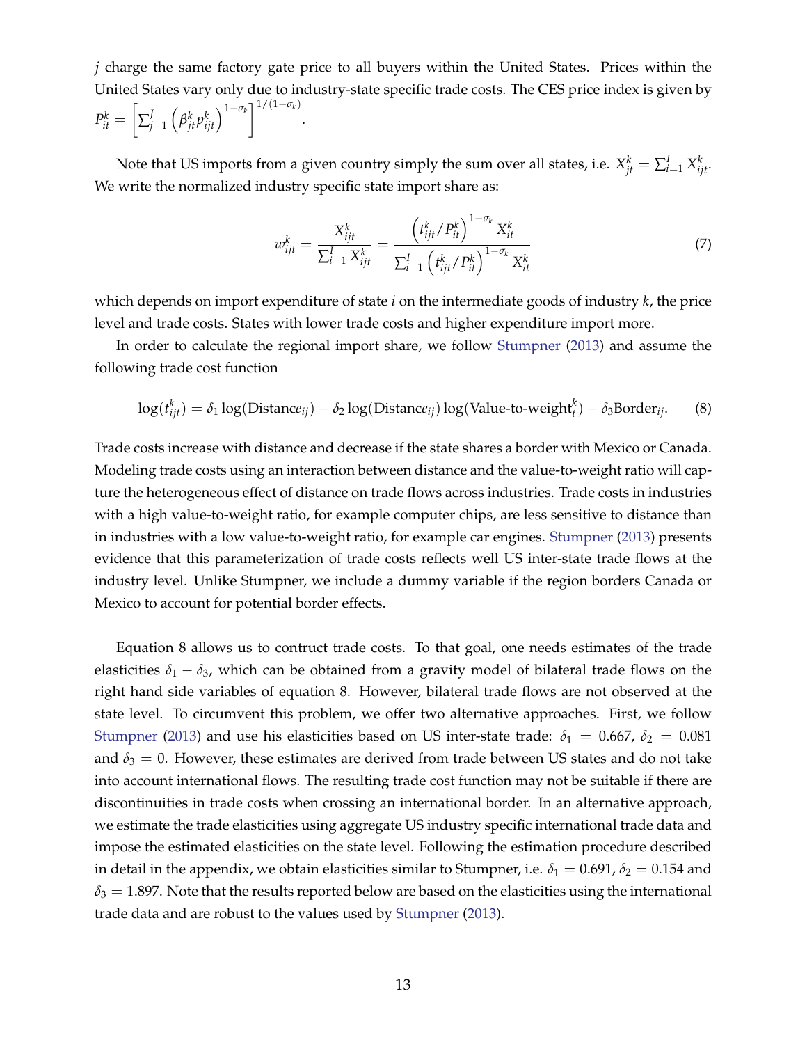$j$ charge the same factory gate price to all buyers within the United States. Prices within the United States vary only due to industry-state specific trade costs. The CES price index is given by $P_{it}^{k} = \left[\sum_{j=1}^{J} \left(\beta_{jt}^{k} p_{ijt}^{k}\right)^{1-\sigma_k}\right]^{1/(1-\sigma_k)}$.

Note that US imports from a given country simply the sum over all states, i.e. $X_{jt}^{k} = \sum_{i=1}^{I} X_{ijt}^{k}$. We write the normalized industry specific state import share as:

$$w_{ijt}^{k} = \frac{X_{ijt}^{k}}{\sum_{i=1}^{I} X_{ijt}^{k}} = \frac{\left(t_{ijt}^{k}/P_{it}^{k}\right)^{1-\sigma_k} X_{it}^{k}}{\sum_{i=1}^{I}\left(t_{ijt}^{k}/P_{it}^{k}\right)^{1-\sigma_k} X_{it}^{k}} \tag{7}$$

which depends on import expenditure of state $i$ on the intermediate goods of industry $k$, the price level and trade costs. States with lower trade costs and higher expenditure import more.

In order to calculate the regional import share, we follow Stumpner (2013) and assume the following trade cost function

$$\log(t_{ijt}^{k}) = \delta_1 \log(\text{Distance}_{ij}) - \delta_2 \log(\text{Distance}_{ij}) \log(\text{Value-to-weight}_{t}^{k}) - \delta_3 \text{Border}_{ij}. \tag{8}$$

Trade costs increase with distance and decrease if the state shares a border with Mexico or Canada. Modeling trade costs using an interaction between distance and the value-to-weight ratio will capture the heterogeneous effect of distance on trade flows across industries. Trade costs in industries with a high value-to-weight ratio, for example computer chips, are less sensitive to distance than in industries with a low value-to-weight ratio, for example car engines. Stumpner (2013) presents evidence that this parameterization of trade costs reflects well US inter-state trade flows at the industry level. Unlike Stumpner, we include a dummy variable if the region borders Canada or Mexico to account for potential border effects.

Equation 8 allows us to contruct trade costs. To that goal, one needs estimates of the trade elasticities $\delta_1 - \delta_3$, which can be obtained from a gravity model of bilateral trade flows on the right hand side variables of equation 8. However, bilateral trade flows are not observed at the state level. To circumvent this problem, we offer two alternative approaches. First, we follow Stumpner (2013) and use his elasticities based on US inter-state trade: $\delta_1 = 0.667$, $\delta_2 = 0.081$ and $\delta_3 = 0$. However, these estimates are derived from trade between US states and do not take into account international flows. The resulting trade cost function may not be suitable if there are discontinuities in trade costs when crossing an international border. In an alternative approach, we estimate the trade elasticities using aggregate US industry specific international trade data and impose the estimated elasticities on the state level. Following the estimation procedure described in detail in the appendix, we obtain elasticities similar to Stumpner, i.e. $\delta_1 = 0.691$, $\delta_2 = 0.154$ and $\delta_3 = 1.897$. Note that the results reported below are based on the elasticities using the international trade data and are robust to the values used by Stumpner (2013).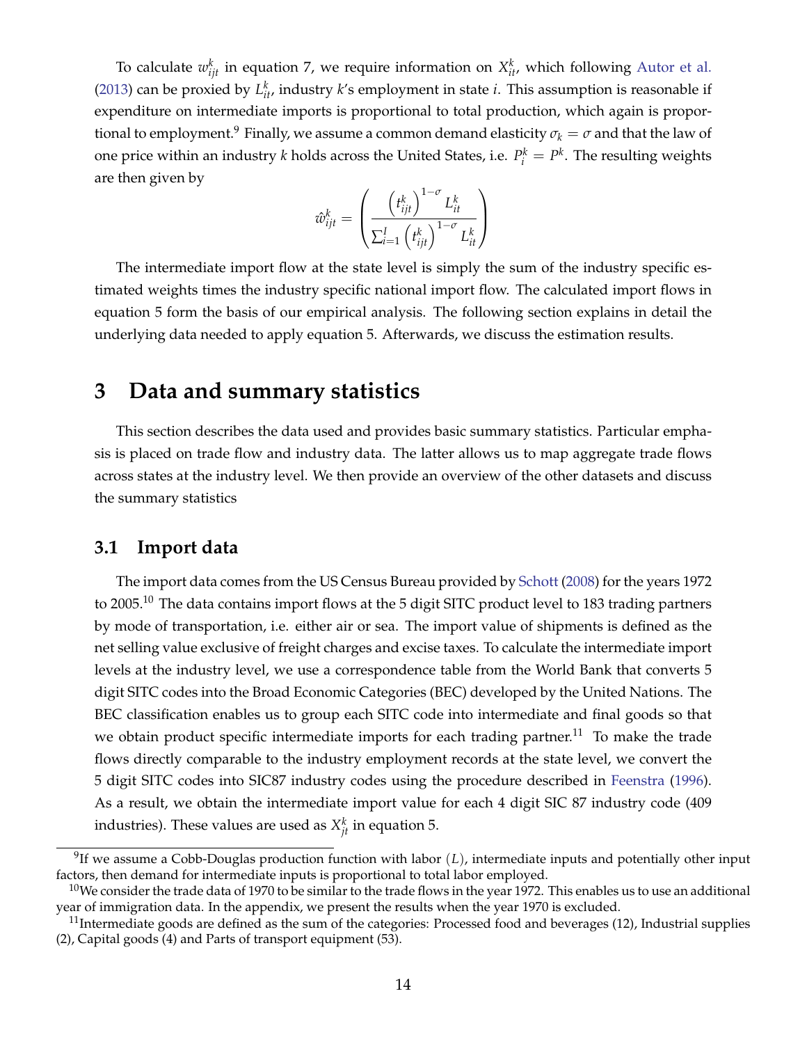To calculate $w^k_{ijt}$ in equation 7, we require information on $X^k_{it}$, which following Autor et al. (2013) can be proxied by $L^k_{it}$, industry $k$'s employment in state $i$. This assumption is reasonable if expenditure on intermediate imports is proportional to total production, which again is proportional to employment.[9] Finally, we assume a common demand elasticity $\sigma_k = \sigma$ and that the law of one price within an industry $k$ holds across the United States, i.e. $P^k_i = P^k$. The resulting weights are then given by

$$\hat{w}^k_{ijt} = \left( \frac{\left(t^k_{ijt}\right)^{1-\sigma} L^k_{it}}{\sum_{i=1}^{I} \left(t^k_{ijt}\right)^{1-\sigma} L^k_{it}} \right)$$

The intermediate import flow at the state level is simply the sum of the industry specific estimated weights times the industry specific national import flow. The calculated import flows in equation 5 form the basis of our empirical analysis. The following section explains in detail the underlying data needed to apply equation 5. Afterwards, we discuss the estimation results.

# 3 Data and summary statistics

This section describes the data used and provides basic summary statistics. Particular emphasis is placed on trade flow and industry data. The latter allows us to map aggregate trade flows across states at the industry level. We then provide an overview of the other datasets and discuss the summary statistics

## 3.1 Import data

The import data comes from the US Census Bureau provided by Schott (2008) for the years 1972 to 2005.[10] The data contains import flows at the 5 digit SITC product level to 183 trading partners by mode of transportation, i.e. either air or sea. The import value of shipments is defined as the net selling value exclusive of freight charges and excise taxes. To calculate the intermediate import levels at the industry level, we use a correspondence table from the World Bank that converts 5 digit SITC codes into the Broad Economic Categories (BEC) developed by the United Nations. The BEC classification enables us to group each SITC code into intermediate and final goods so that we obtain product specific intermediate imports for each trading partner.[11] To make the trade flows directly comparable to the industry employment records at the state level, we convert the 5 digit SITC codes into SIC87 industry codes using the procedure described in Feenstra (1996). As a result, we obtain the intermediate import value for each 4 digit SIC 87 industry code (409 industries). These values are used as $X^k_{jt}$ in equation 5.

[9] If we assume a Cobb-Douglas production function with labor $(L)$, intermediate inputs and potentially other input factors, then demand for intermediate inputs is proportional to total labor employed.

[10] We consider the trade data of 1970 to be similar to the trade flows in the year 1972. This enables us to use an additional year of immigration data. In the appendix, we present the results when the year 1970 is excluded.

[11] Intermediate goods are defined as the sum of the categories: Processed food and beverages (12), Industrial supplies (2), Capital goods (4) and Parts of transport equipment (53).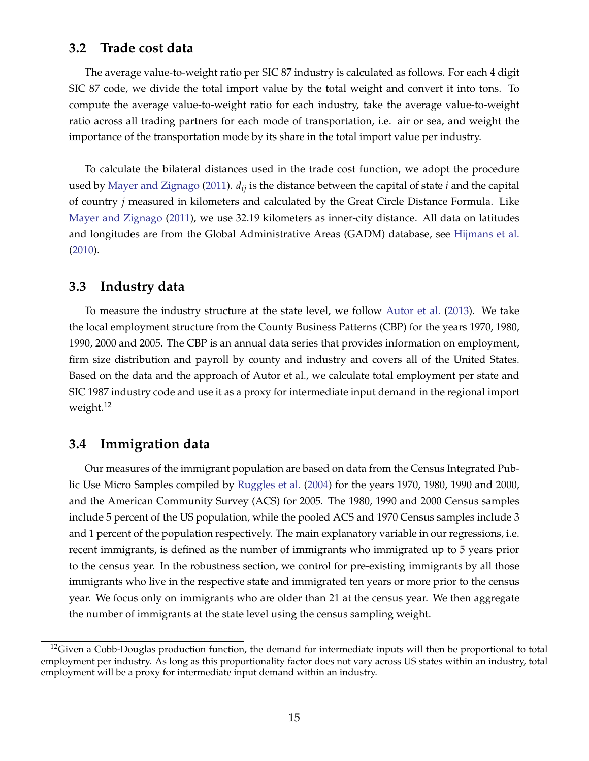### 3.2 Trade cost data

The average value-to-weight ratio per SIC 87 industry is calculated as follows. For each 4 digit SIC 87 code, we divide the total import value by the total weight and convert it into tons. To compute the average value-to-weight ratio for each industry, take the average value-to-weight ratio across all trading partners for each mode of transportation, i.e. air or sea, and weight the importance of the transportation mode by its share in the total import value per industry.

To calculate the bilateral distances used in the trade cost function, we adopt the procedure used by Mayer and Zignago (2011). $d_{ij}$ is the distance between the capital of state $i$ and the capital of country $j$ measured in kilometers and calculated by the Great Circle Distance Formula. Like Mayer and Zignago (2011), we use 32.19 kilometers as inner-city distance. All data on latitudes and longitudes are from the Global Administrative Areas (GADM) database, see Hijmans et al. (2010).

### 3.3 Industry data

To measure the industry structure at the state level, we follow Autor et al. (2013). We take the local employment structure from the County Business Patterns (CBP) for the years 1970, 1980, 1990, 2000 and 2005. The CBP is an annual data series that provides information on employment, firm size distribution and payroll by county and industry and covers all of the United States. Based on the data and the approach of Autor et al., we calculate total employment per state and SIC 1987 industry code and use it as a proxy for intermediate input demand in the regional import weight.[12]

### 3.4 Immigration data

Our measures of the immigrant population are based on data from the Census Integrated Public Use Micro Samples compiled by Ruggles et al. (2004) for the years 1970, 1980, 1990 and 2000, and the American Community Survey (ACS) for 2005. The 1980, 1990 and 2000 Census samples include 5 percent of the US population, while the pooled ACS and 1970 Census samples include 3 and 1 percent of the population respectively. The main explanatory variable in our regressions, i.e. recent immigrants, is defined as the number of immigrants who immigrated up to 5 years prior to the census year. In the robustness section, we control for pre-existing immigrants by all those immigrants who live in the respective state and immigrated ten years or more prior to the census year. We focus only on immigrants who are older than 21 at the census year. We then aggregate the number of immigrants at the state level using the census sampling weight.

---

[12] Given a Cobb-Douglas production function, the demand for intermediate inputs will then be proportional to total employment per industry. As long as this proportionality factor does not vary across US states within an industry, total employment will be a proxy for intermediate input demand within an industry.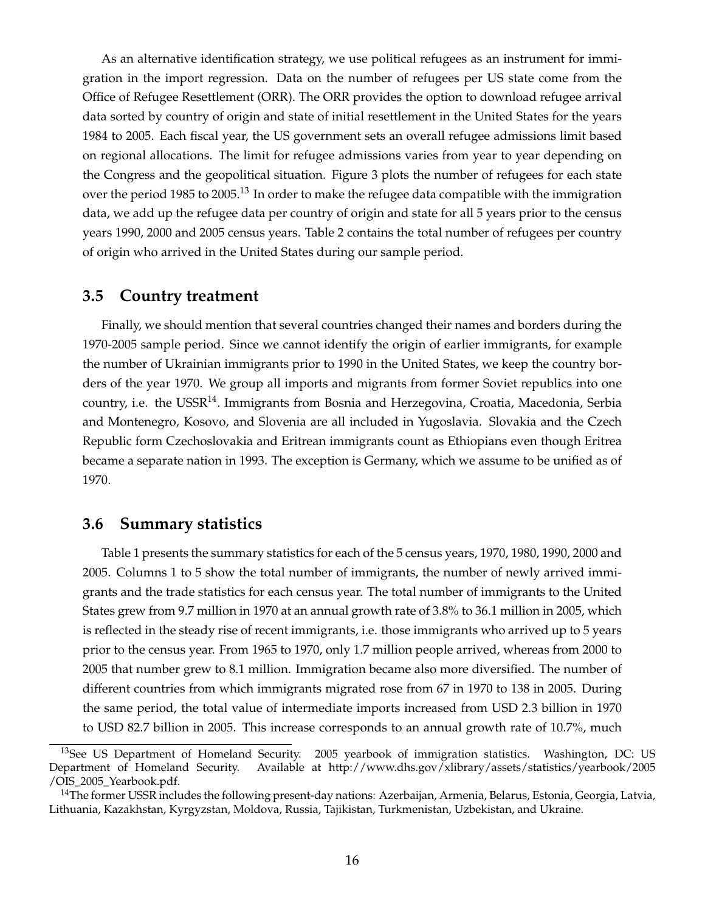As an alternative identification strategy, we use political refugees as an instrument for immigration in the import regression. Data on the number of refugees per US state come from the Office of Refugee Resettlement (ORR). The ORR provides the option to download refugee arrival data sorted by country of origin and state of initial resettlement in the United States for the years 1984 to 2005. Each fiscal year, the US government sets an overall refugee admissions limit based on regional allocations. The limit for refugee admissions varies from year to year depending on the Congress and the geopolitical situation. Figure 3 plots the number of refugees for each state over the period 1985 to 2005.[13] In order to make the refugee data compatible with the immigration data, we add up the refugee data per country of origin and state for all 5 years prior to the census years 1990, 2000 and 2005 census years. Table 2 contains the total number of refugees per country of origin who arrived in the United States during our sample period.

## 3.5 Country treatment

Finally, we should mention that several countries changed their names and borders during the 1970-2005 sample period. Since we cannot identify the origin of earlier immigrants, for example the number of Ukrainian immigrants prior to 1990 in the United States, we keep the country borders of the year 1970. We group all imports and migrants from former Soviet republics into one country, i.e. the USSR[14]. Immigrants from Bosnia and Herzegovina, Croatia, Macedonia, Serbia and Montenegro, Kosovo, and Slovenia are all included in Yugoslavia. Slovakia and the Czech Republic form Czechoslovakia and Eritrean immigrants count as Ethiopians even though Eritrea became a separate nation in 1993. The exception is Germany, which we assume to be unified as of 1970.

## 3.6 Summary statistics

Table 1 presents the summary statistics for each of the 5 census years, 1970, 1980, 1990, 2000 and 2005. Columns 1 to 5 show the total number of immigrants, the number of newly arrived immigrants and the trade statistics for each census year. The total number of immigrants to the United States grew from 9.7 million in 1970 at an annual growth rate of 3.8% to 36.1 million in 2005, which is reflected in the steady rise of recent immigrants, i.e. those immigrants who arrived up to 5 years prior to the census year. From 1965 to 1970, only 1.7 million people arrived, whereas from 2000 to 2005 that number grew to 8.1 million. Immigration became also more diversified. The number of different countries from which immigrants migrated rose from 67 in 1970 to 138 in 2005. During the same period, the total value of intermediate imports increased from USD 2.3 billion in 1970 to USD 82.7 billion in 2005. This increase corresponds to an annual growth rate of 10.7%, much

[13] See US Department of Homeland Security. 2005 yearbook of immigration statistics. Washington, DC: US Department of Homeland Security. Available at http://www.dhs.gov/xlibrary/assets/statistics/yearbook/2005/OIS_2005_Yearbook.pdf.

[14] The former USSR includes the following present-day nations: Azerbaijan, Armenia, Belarus, Estonia, Georgia, Latvia, Lithuania, Kazakhstan, Kyrgyzstan, Moldova, Russia, Tajikistan, Turkmenistan, Uzbekistan, and Ukraine.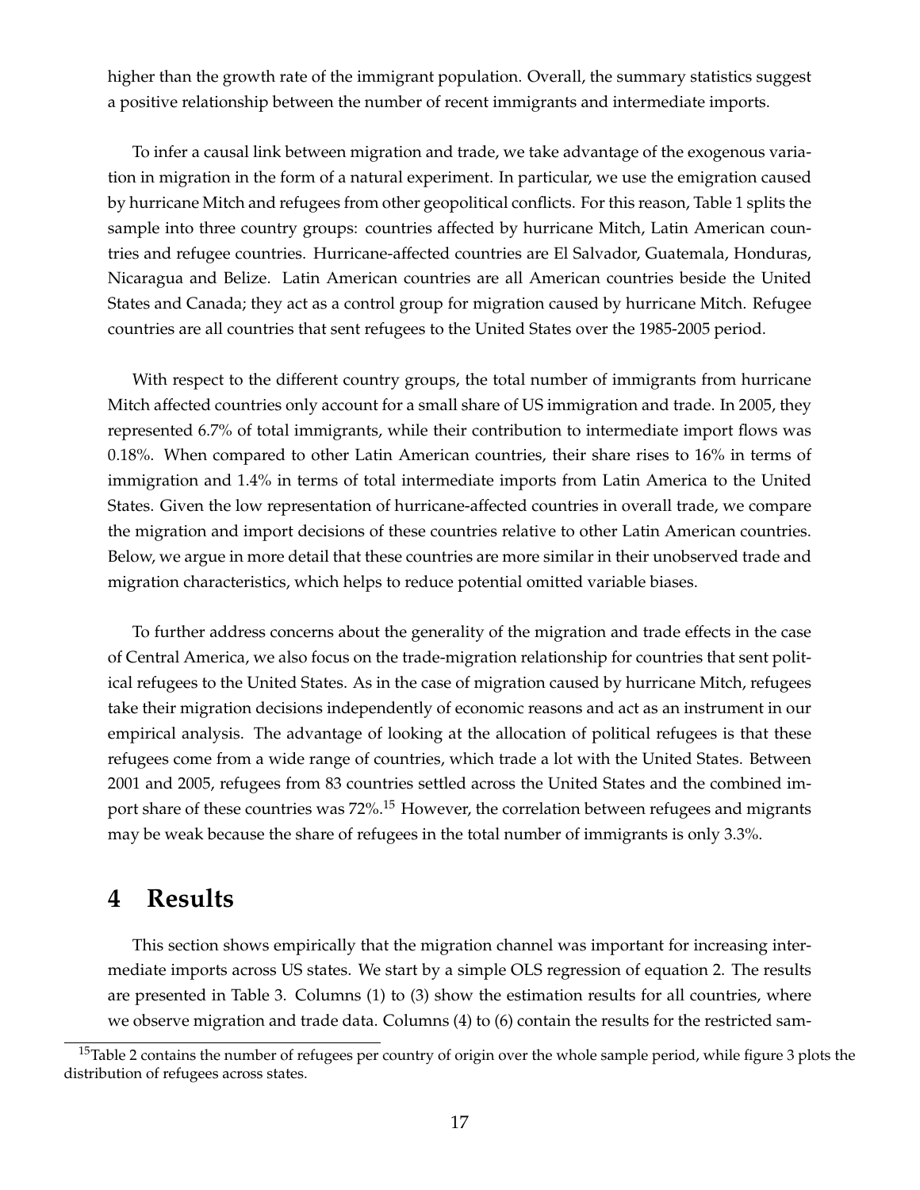higher than the growth rate of the immigrant population. Overall, the summary statistics suggest a positive relationship between the number of recent immigrants and intermediate imports.

To infer a causal link between migration and trade, we take advantage of the exogenous variation in migration in the form of a natural experiment. In particular, we use the emigration caused by hurricane Mitch and refugees from other geopolitical conflicts. For this reason, Table 1 splits the sample into three country groups: countries affected by hurricane Mitch, Latin American countries and refugee countries. Hurricane-affected countries are El Salvador, Guatemala, Honduras, Nicaragua and Belize. Latin American countries are all American countries beside the United States and Canada; they act as a control group for migration caused by hurricane Mitch. Refugee countries are all countries that sent refugees to the United States over the 1985-2005 period.

With respect to the different country groups, the total number of immigrants from hurricane Mitch affected countries only account for a small share of US immigration and trade. In 2005, they represented 6.7% of total immigrants, while their contribution to intermediate import flows was 0.18%. When compared to other Latin American countries, their share rises to 16% in terms of immigration and 1.4% in terms of total intermediate imports from Latin America to the United States. Given the low representation of hurricane-affected countries in overall trade, we compare the migration and import decisions of these countries relative to other Latin American countries. Below, we argue in more detail that these countries are more similar in their unobserved trade and migration characteristics, which helps to reduce potential omitted variable biases.

To further address concerns about the generality of the migration and trade effects in the case of Central America, we also focus on the trade-migration relationship for countries that sent political refugees to the United States. As in the case of migration caused by hurricane Mitch, refugees take their migration decisions independently of economic reasons and act as an instrument in our empirical analysis. The advantage of looking at the allocation of political refugees is that these refugees come from a wide range of countries, which trade a lot with the United States. Between 2001 and 2005, refugees from 83 countries settled across the United States and the combined import share of these countries was 72%.[15] However, the correlation between refugees and migrants may be weak because the share of refugees in the total number of immigrants is only 3.3%.

# 4 Results

This section shows empirically that the migration channel was important for increasing intermediate imports across US states. We start by a simple OLS regression of equation 2. The results are presented in Table 3. Columns (1) to (3) show the estimation results for all countries, where we observe migration and trade data. Columns (4) to (6) contain the results for the restricted sam-

[15] Table 2 contains the number of refugees per country of origin over the whole sample period, while figure 3 plots the distribution of refugees across states.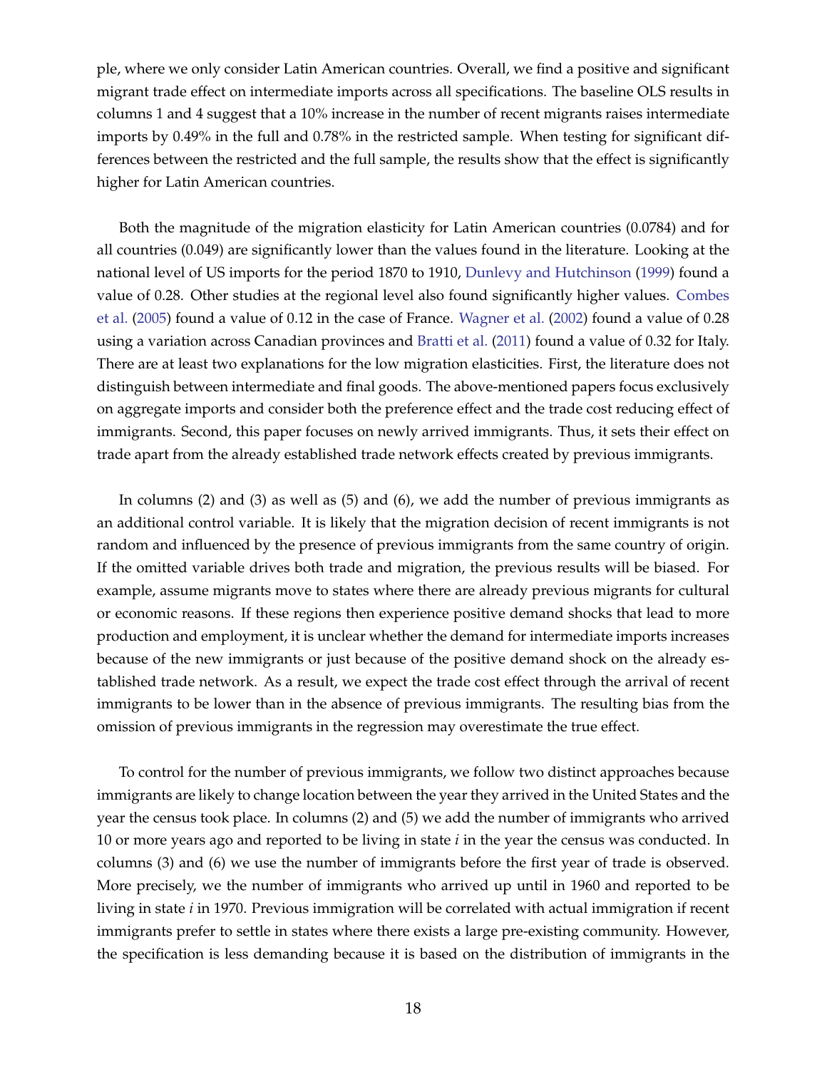ple, where we only consider Latin American countries. Overall, we find a positive and significant migrant trade effect on intermediate imports across all specifications. The baseline OLS results in columns 1 and 4 suggest that a 10% increase in the number of recent migrants raises intermediate imports by 0.49% in the full and 0.78% in the restricted sample. When testing for significant differences between the restricted and the full sample, the results show that the effect is significantly higher for Latin American countries.

Both the magnitude of the migration elasticity for Latin American countries (0.0784) and for all countries (0.049) are significantly lower than the values found in the literature. Looking at the national level of US imports for the period 1870 to 1910, Dunlevy and Hutchinson (1999) found a value of 0.28. Other studies at the regional level also found significantly higher values. Combes et al. (2005) found a value of 0.12 in the case of France. Wagner et al. (2002) found a value of 0.28 using a variation across Canadian provinces and Bratti et al. (2011) found a value of 0.32 for Italy. There are at least two explanations for the low migration elasticities. First, the literature does not distinguish between intermediate and final goods. The above-mentioned papers focus exclusively on aggregate imports and consider both the preference effect and the trade cost reducing effect of immigrants. Second, this paper focuses on newly arrived immigrants. Thus, it sets their effect on trade apart from the already established trade network effects created by previous immigrants.

In columns (2) and (3) as well as (5) and (6), we add the number of previous immigrants as an additional control variable. It is likely that the migration decision of recent immigrants is not random and influenced by the presence of previous immigrants from the same country of origin. If the omitted variable drives both trade and migration, the previous results will be biased. For example, assume migrants move to states where there are already previous migrants for cultural or economic reasons. If these regions then experience positive demand shocks that lead to more production and employment, it is unclear whether the demand for intermediate imports increases because of the new immigrants or just because of the positive demand shock on the already established trade network. As a result, we expect the trade cost effect through the arrival of recent immigrants to be lower than in the absence of previous immigrants. The resulting bias from the omission of previous immigrants in the regression may overestimate the true effect.

To control for the number of previous immigrants, we follow two distinct approaches because immigrants are likely to change location between the year they arrived in the United States and the year the census took place. In columns (2) and (5) we add the number of immigrants who arrived 10 or more years ago and reported to be living in state $i$ in the year the census was conducted. In columns (3) and (6) we use the number of immigrants before the first year of trade is observed. More precisely, we the number of immigrants who arrived up until in 1960 and reported to be living in state $i$ in 1970. Previous immigration will be correlated with actual immigration if recent immigrants prefer to settle in states where there exists a large pre-existing community. However, the specification is less demanding because it is based on the distribution of immigrants in the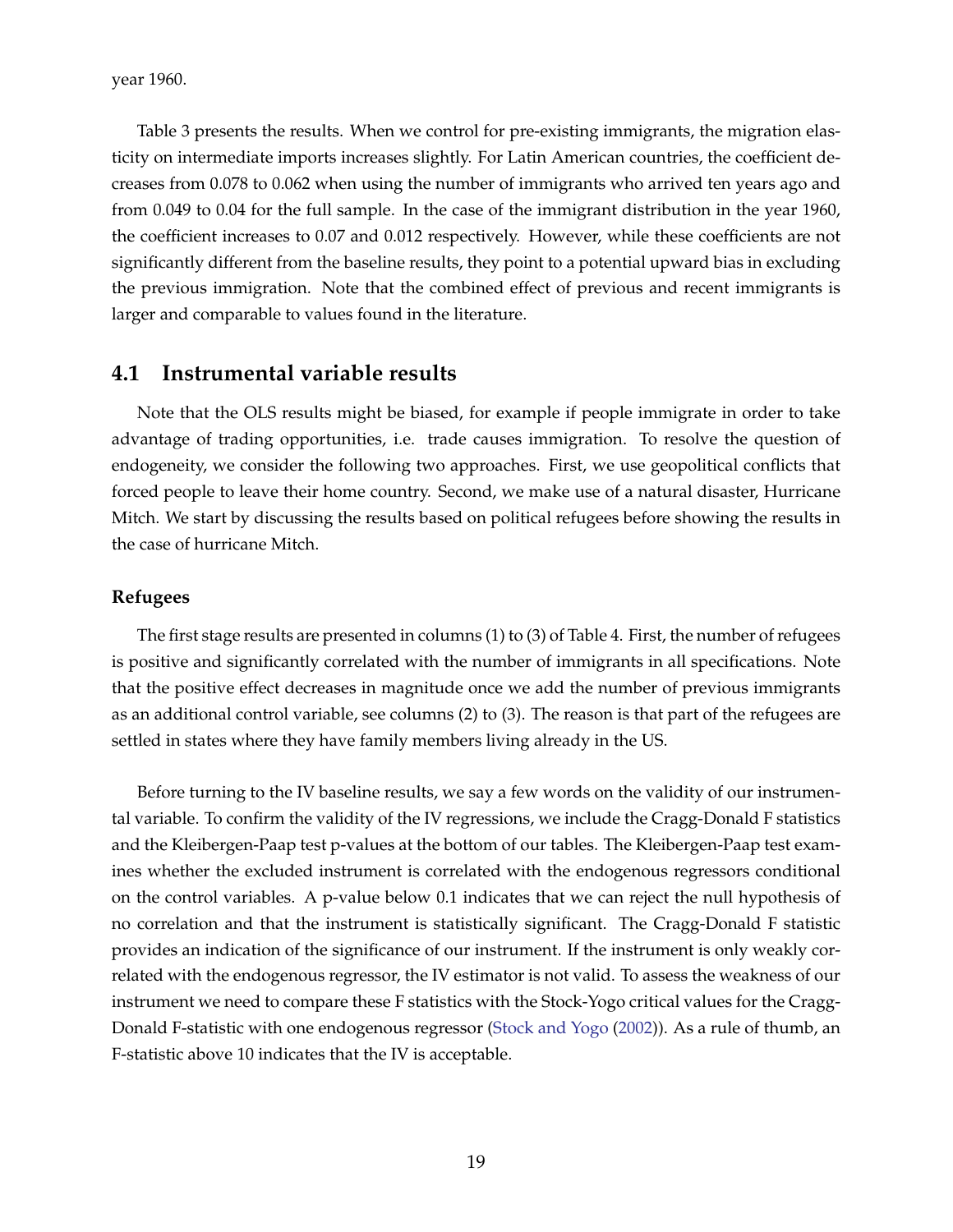year 1960.

Table 3 presents the results. When we control for pre-existing immigrants, the migration elasticity on intermediate imports increases slightly. For Latin American countries, the coefficient decreases from 0.078 to 0.062 when using the number of immigrants who arrived ten years ago and from 0.049 to 0.04 for the full sample. In the case of the immigrant distribution in the year 1960, the coefficient increases to 0.07 and 0.012 respectively. However, while these coefficients are not significantly different from the baseline results, they point to a potential upward bias in excluding the previous immigration. Note that the combined effect of previous and recent immigrants is larger and comparable to values found in the literature.

## 4.1 Instrumental variable results

Note that the OLS results might be biased, for example if people immigrate in order to take advantage of trading opportunities, i.e. trade causes immigration. To resolve the question of endogeneity, we consider the following two approaches. First, we use geopolitical conflicts that forced people to leave their home country. Second, we make use of a natural disaster, Hurricane Mitch. We start by discussing the results based on political refugees before showing the results in the case of hurricane Mitch.

### Refugees

The first stage results are presented in columns (1) to (3) of Table 4. First, the number of refugees is positive and significantly correlated with the number of immigrants in all specifications. Note that the positive effect decreases in magnitude once we add the number of previous immigrants as an additional control variable, see columns (2) to (3). The reason is that part of the refugees are settled in states where they have family members living already in the US.

Before turning to the IV baseline results, we say a few words on the validity of our instrumental variable. To confirm the validity of the IV regressions, we include the Cragg-Donald F statistics and the Kleibergen-Paap test p-values at the bottom of our tables. The Kleibergen-Paap test examines whether the excluded instrument is correlated with the endogenous regressors conditional on the control variables. A p-value below 0.1 indicates that we can reject the null hypothesis of no correlation and that the instrument is statistically significant. The Cragg-Donald F statistic provides an indication of the significance of our instrument. If the instrument is only weakly correlated with the endogenous regressor, the IV estimator is not valid. To assess the weakness of our instrument we need to compare these F statistics with the Stock-Yogo critical values for the Cragg-Donald F-statistic with one endogenous regressor (Stock and Yogo (2002)). As a rule of thumb, an F-statistic above 10 indicates that the IV is acceptable.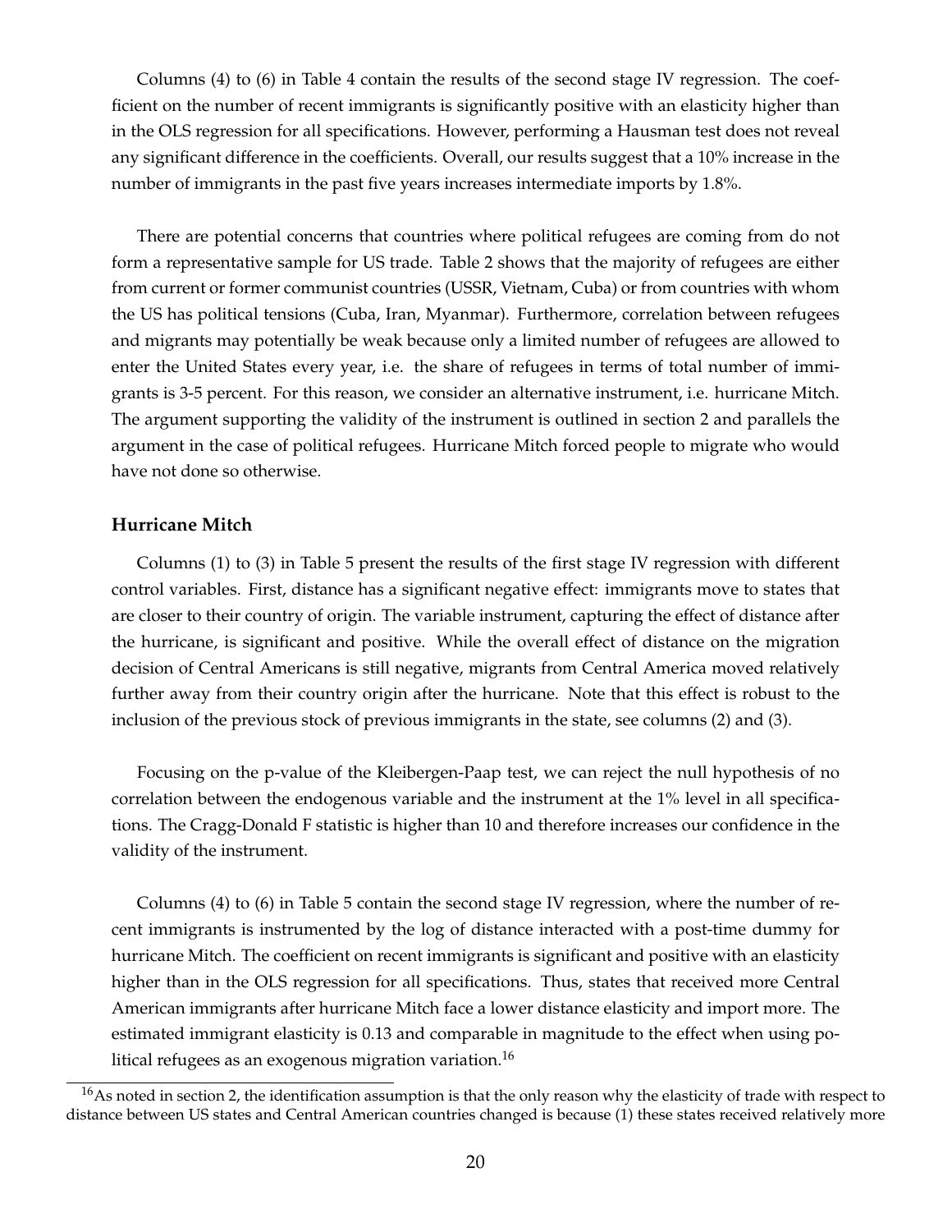Columns (4) to (6) in Table 4 contain the results of the second stage IV regression. The coefficient on the number of recent immigrants is significantly positive with an elasticity higher than in the OLS regression for all specifications. However, performing a Hausman test does not reveal any significant difference in the coefficients. Overall, our results suggest that a 10% increase in the number of immigrants in the past five years increases intermediate imports by 1.8%.

There are potential concerns that countries where political refugees are coming from do not form a representative sample for US trade. Table 2 shows that the majority of refugees are either from current or former communist countries (USSR, Vietnam, Cuba) or from countries with whom the US has political tensions (Cuba, Iran, Myanmar). Furthermore, correlation between refugees and migrants may potentially be weak because only a limited number of refugees are allowed to enter the United States every year, i.e. the share of refugees in terms of total number of immigrants is 3-5 percent. For this reason, we consider an alternative instrument, i.e. hurricane Mitch. The argument supporting the validity of the instrument is outlined in section 2 and parallels the argument in the case of political refugees. Hurricane Mitch forced people to migrate who would have not done so otherwise.

**Hurricane Mitch**

Columns (1) to (3) in Table 5 present the results of the first stage IV regression with different control variables. First, distance has a significant negative effect: immigrants move to states that are closer to their country of origin. The variable instrument, capturing the effect of distance after the hurricane, is significant and positive. While the overall effect of distance on the migration decision of Central Americans is still negative, migrants from Central America moved relatively further away from their country origin after the hurricane. Note that this effect is robust to the inclusion of the previous stock of previous immigrants in the state, see columns (2) and (3).

Focusing on the p-value of the Kleibergen-Paap test, we can reject the null hypothesis of no correlation between the endogenous variable and the instrument at the 1% level in all specifications. The Cragg-Donald F statistic is higher than 10 and therefore increases our confidence in the validity of the instrument.

Columns (4) to (6) in Table 5 contain the second stage IV regression, where the number of recent immigrants is instrumented by the log of distance interacted with a post-time dummy for hurricane Mitch. The coefficient on recent immigrants is significant and positive with an elasticity higher than in the OLS regression for all specifications. Thus, states that received more Central American immigrants after hurricane Mitch face a lower distance elasticity and import more. The estimated immigrant elasticity is 0.13 and comparable in magnitude to the effect when using political refugees as an exogenous migration variation.[16]

[16] As noted in section 2, the identification assumption is that the only reason why the elasticity of trade with respect to distance between US states and Central American countries changed is because (1) these states received relatively more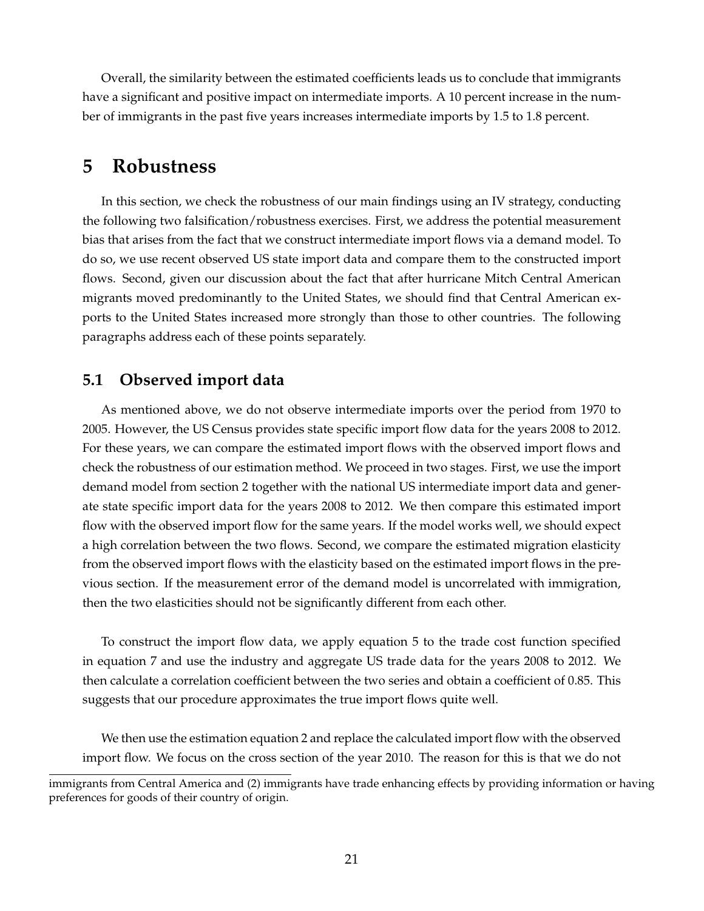Overall, the similarity between the estimated coefficients leads us to conclude that immigrants have a significant and positive impact on intermediate imports. A 10 percent increase in the number of immigrants in the past five years increases intermediate imports by 1.5 to 1.8 percent.

# 5 Robustness

In this section, we check the robustness of our main findings using an IV strategy, conducting the following two falsification/robustness exercises. First, we address the potential measurement bias that arises from the fact that we construct intermediate import flows via a demand model. To do so, we use recent observed US state import data and compare them to the constructed import flows. Second, given our discussion about the fact that after hurricane Mitch Central American migrants moved predominantly to the United States, we should find that Central American exports to the United States increased more strongly than those to other countries. The following paragraphs address each of these points separately.

## 5.1 Observed import data

As mentioned above, we do not observe intermediate imports over the period from 1970 to 2005. However, the US Census provides state specific import flow data for the years 2008 to 2012. For these years, we can compare the estimated import flows with the observed import flows and check the robustness of our estimation method. We proceed in two stages. First, we use the import demand model from section 2 together with the national US intermediate import data and generate state specific import data for the years 2008 to 2012. We then compare this estimated import flow with the observed import flow for the same years. If the model works well, we should expect a high correlation between the two flows. Second, we compare the estimated migration elasticity from the observed import flows with the elasticity based on the estimated import flows in the previous section. If the measurement error of the demand model is uncorrelated with immigration, then the two elasticities should not be significantly different from each other.

To construct the import flow data, we apply equation 5 to the trade cost function specified in equation 7 and use the industry and aggregate US trade data for the years 2008 to 2012. We then calculate a correlation coefficient between the two series and obtain a coefficient of 0.85. This suggests that our procedure approximates the true import flows quite well.

We then use the estimation equation 2 and replace the calculated import flow with the observed import flow. We focus on the cross section of the year 2010. The reason for this is that we do not

immigrants from Central America and (2) immigrants have trade enhancing effects by providing information or having preferences for goods of their country of origin.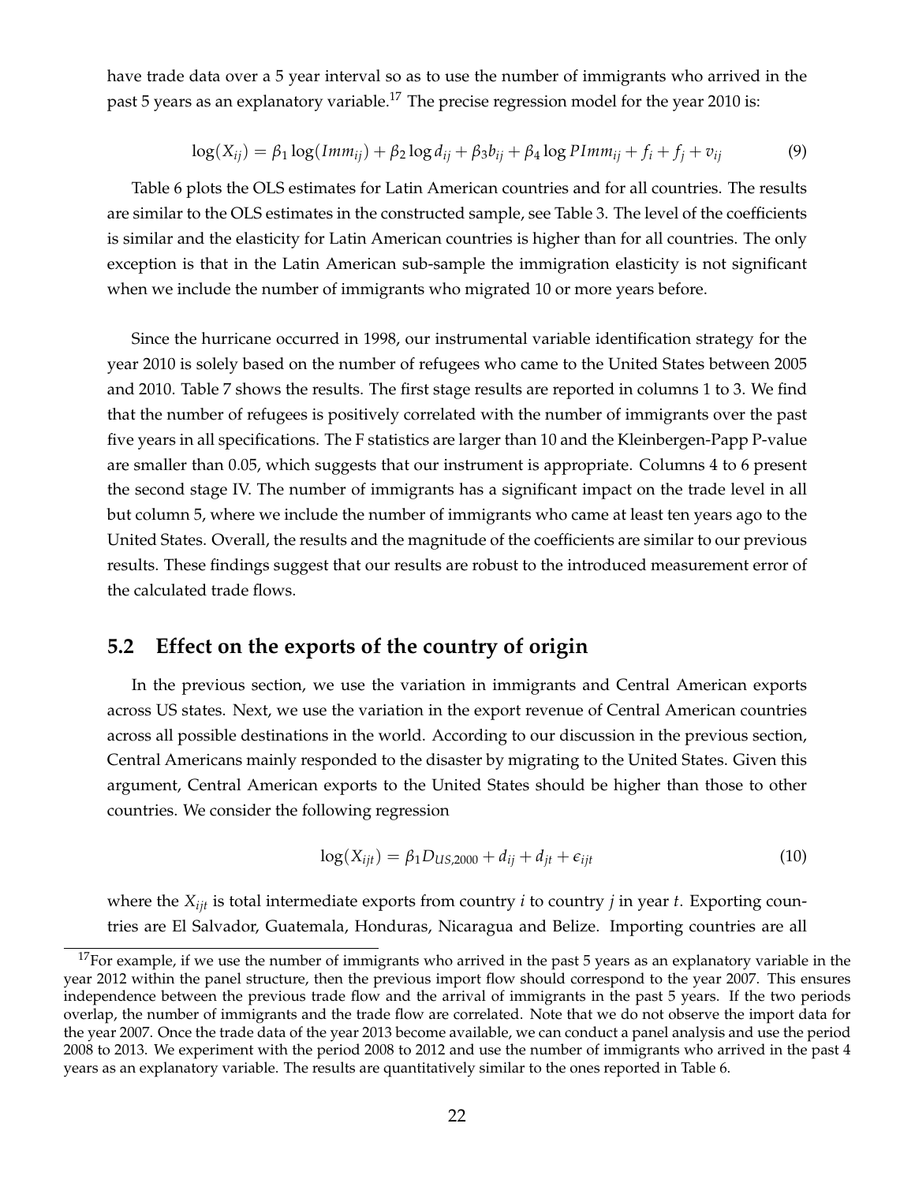have trade data over a 5 year interval so as to use the number of immigrants who arrived in the past 5 years as an explanatory variable.[17] The precise regression model for the year 2010 is:

$$\log(X_{ij}) = \beta_1 \log(Imm_{ij}) + \beta_2 \log d_{ij} + \beta_3 b_{ij} + \beta_4 \log PImm_{ij} + f_i + f_j + v_{ij} \tag{9}$$

Table 6 plots the OLS estimates for Latin American countries and for all countries. The results are similar to the OLS estimates in the constructed sample, see Table 3. The level of the coefficients is similar and the elasticity for Latin American countries is higher than for all countries. The only exception is that in the Latin American sub-sample the immigration elasticity is not significant when we include the number of immigrants who migrated 10 or more years before.

Since the hurricane occurred in 1998, our instrumental variable identification strategy for the year 2010 is solely based on the number of refugees who came to the United States between 2005 and 2010. Table 7 shows the results. The first stage results are reported in columns 1 to 3. We find that the number of refugees is positively correlated with the number of immigrants over the past five years in all specifications. The F statistics are larger than 10 and the Kleinbergen-Papp P-value are smaller than 0.05, which suggests that our instrument is appropriate. Columns 4 to 6 present the second stage IV. The number of immigrants has a significant impact on the trade level in all but column 5, where we include the number of immigrants who came at least ten years ago to the United States. Overall, the results and the magnitude of the coefficients are similar to our previous results. These findings suggest that our results are robust to the introduced measurement error of the calculated trade flows.

## 5.2 Effect on the exports of the country of origin

In the previous section, we use the variation in immigrants and Central American exports across US states. Next, we use the variation in the export revenue of Central American countries across all possible destinations in the world. According to our discussion in the previous section, Central Americans mainly responded to the disaster by migrating to the United States. Given this argument, Central American exports to the United States should be higher than those to other countries. We consider the following regression

$$\log(X_{ijt}) = \beta_1 D_{US,2000} + d_{ij} + d_{jt} + \epsilon_{ijt} \tag{10}$$

where the $X_{ijt}$ is total intermediate exports from country $i$ to country $j$ in year $t$. Exporting countries are El Salvador, Guatemala, Honduras, Nicaragua and Belize. Importing countries are all

[17] For example, if we use the number of immigrants who arrived in the past 5 years as an explanatory variable in the year 2012 within the panel structure, then the previous import flow should correspond to the year 2007. This ensures independence between the previous trade flow and the arrival of immigrants in the past 5 years. If the two periods overlap, the number of immigrants and the trade flow are correlated. Note that we do not observe the import data for the year 2007. Once the trade data of the year 2013 become available, we can conduct a panel analysis and use the period 2008 to 2013. We experiment with the period 2008 to 2012 and use the number of immigrants who arrived in the past 4 years as an explanatory variable. The results are quantitatively similar to the ones reported in Table 6.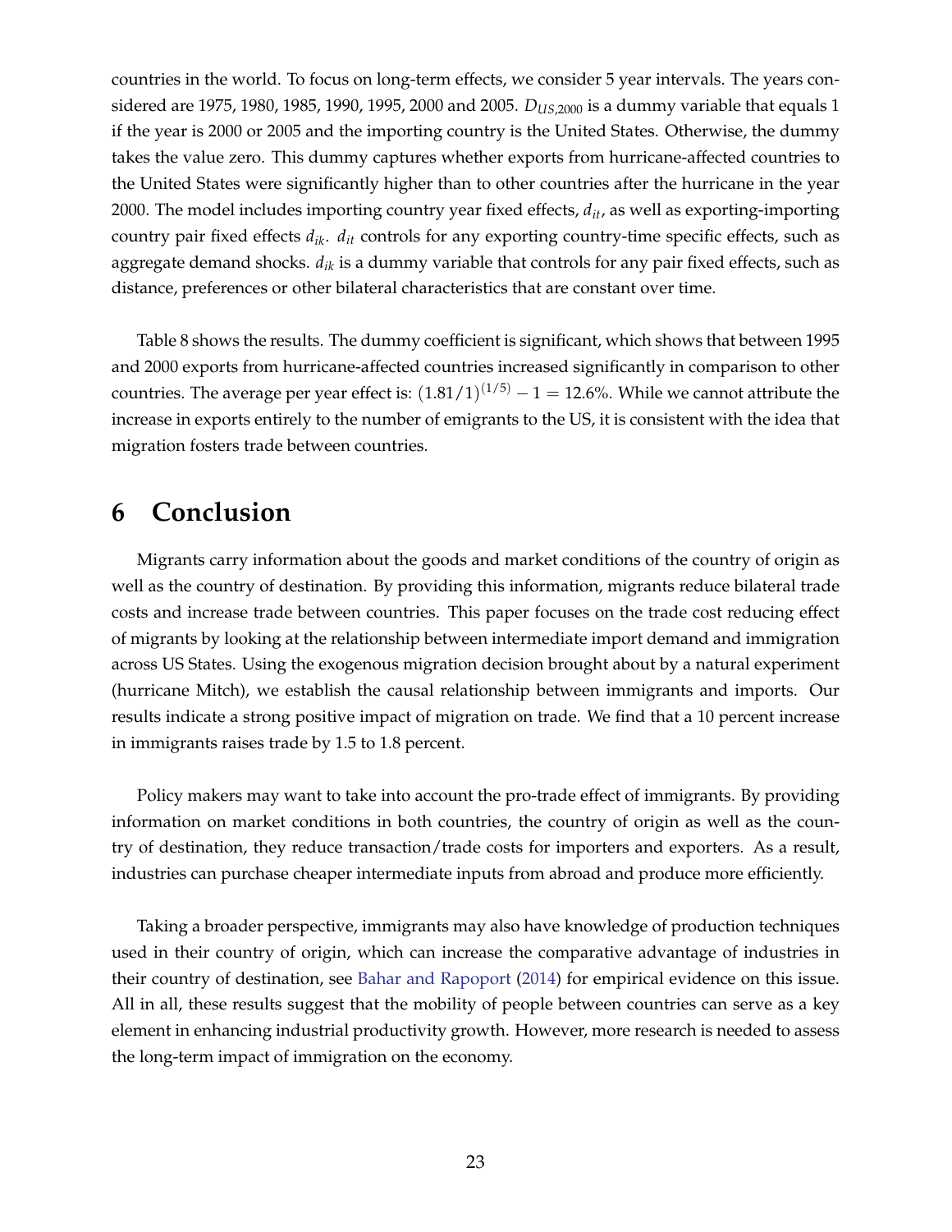countries in the world. To focus on long-term effects, we consider 5 year intervals. The years considered are 1975, 1980, 1985, 1990, 1995, 2000 and 2005. $D_{US,2000}$ is a dummy variable that equals 1 if the year is 2000 or 2005 and the importing country is the United States. Otherwise, the dummy takes the value zero. This dummy captures whether exports from hurricane-affected countries to the United States were significantly higher than to other countries after the hurricane in the year 2000. The model includes importing country year fixed effects, $d_{it}$, as well as exporting-importing country pair fixed effects $d_{ik}$. $d_{it}$ controls for any exporting country-time specific effects, such as aggregate demand shocks. $d_{ik}$ is a dummy variable that controls for any pair fixed effects, such as distance, preferences or other bilateral characteristics that are constant over time.

Table 8 shows the results. The dummy coefficient is significant, which shows that between 1995 and 2000 exports from hurricane-affected countries increased significantly in comparison to other countries. The average per year effect is: $(1.81/1)^{(1/5)} - 1 = 12.6\%$. While we cannot attribute the increase in exports entirely to the number of emigrants to the US, it is consistent with the idea that migration fosters trade between countries.

# 6 Conclusion

Migrants carry information about the goods and market conditions of the country of origin as well as the country of destination. By providing this information, migrants reduce bilateral trade costs and increase trade between countries. This paper focuses on the trade cost reducing effect of migrants by looking at the relationship between intermediate import demand and immigration across US States. Using the exogenous migration decision brought about by a natural experiment (hurricane Mitch), we establish the causal relationship between immigrants and imports. Our results indicate a strong positive impact of migration on trade. We find that a 10 percent increase in immigrants raises trade by 1.5 to 1.8 percent.

Policy makers may want to take into account the pro-trade effect of immigrants. By providing information on market conditions in both countries, the country of origin as well as the country of destination, they reduce transaction/trade costs for importers and exporters. As a result, industries can purchase cheaper intermediate inputs from abroad and produce more efficiently.

Taking a broader perspective, immigrants may also have knowledge of production techniques used in their country of origin, which can increase the comparative advantage of industries in their country of destination, see Bahar and Rapoport (2014) for empirical evidence on this issue. All in all, these results suggest that the mobility of people between countries can serve as a key element in enhancing industrial productivity growth. However, more research is needed to assess the long-term impact of immigration on the economy.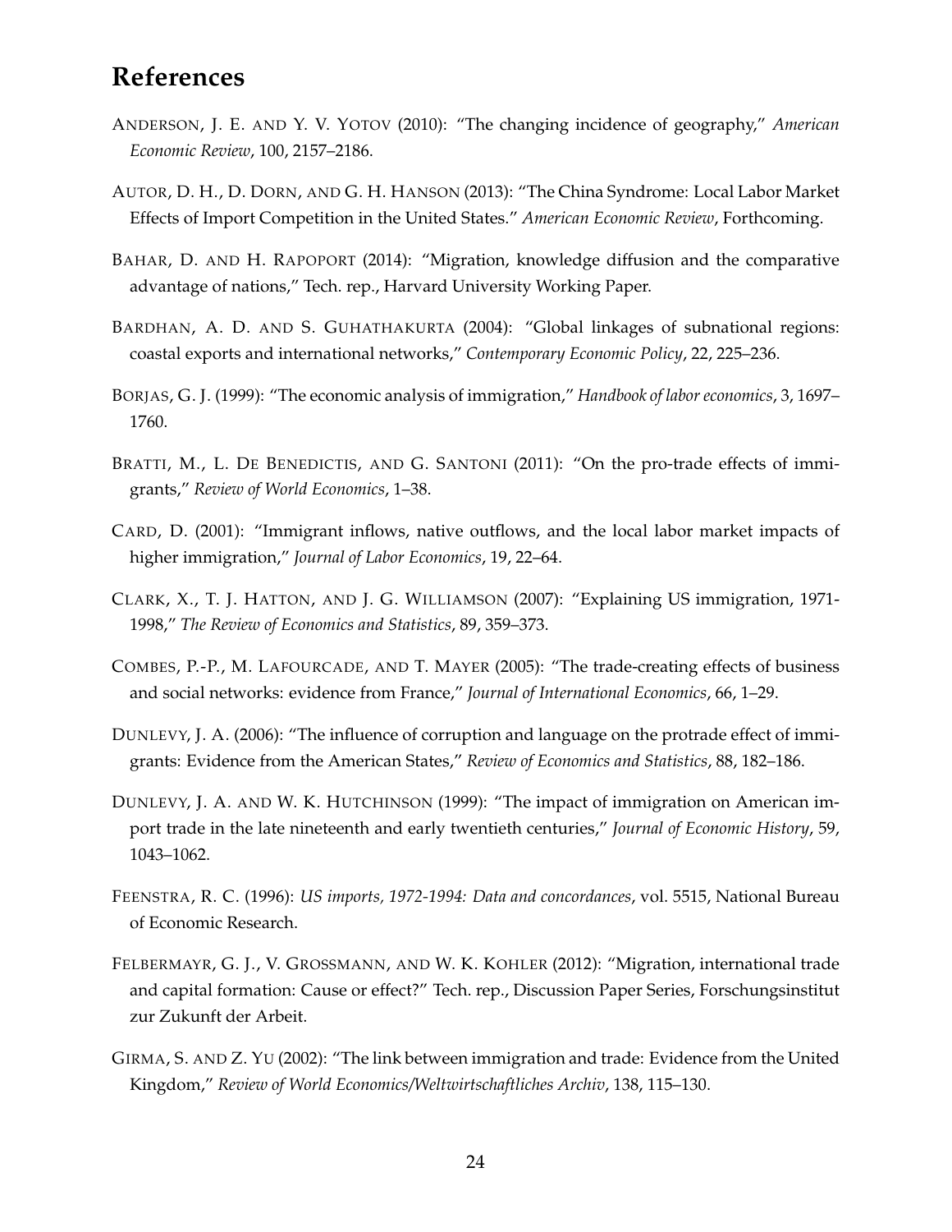# References

ANDERSON, J. E. AND Y. V. YOTOV (2010): "The changing incidence of geography," *American Economic Review*, 100, 2157–2186.

AUTOR, D. H., D. DORN, AND G. H. HANSON (2013): "The China Syndrome: Local Labor Market Effects of Import Competition in the United States." *American Economic Review*, Forthcoming.

BAHAR, D. AND H. RAPOPORT (2014): "Migration, knowledge diffusion and the comparative advantage of nations," Tech. rep., Harvard University Working Paper.

BARDHAN, A. D. AND S. GUHATHAKURTA (2004): "Global linkages of subnational regions: coastal exports and international networks," *Contemporary Economic Policy*, 22, 225–236.

BORJAS, G. J. (1999): "The economic analysis of immigration," *Handbook of labor economics*, 3, 1697–1760.

BRATTI, M., L. DE BENEDICTIS, AND G. SANTONI (2011): "On the pro-trade effects of immigrants," *Review of World Economics*, 1–38.

CARD, D. (2001): "Immigrant inflows, native outflows, and the local labor market impacts of higher immigration," *Journal of Labor Economics*, 19, 22–64.

CLARK, X., T. J. HATTON, AND J. G. WILLIAMSON (2007): "Explaining US immigration, 1971-1998," *The Review of Economics and Statistics*, 89, 359–373.

COMBES, P.-P., M. LAFOURCADE, AND T. MAYER (2005): "The trade-creating effects of business and social networks: evidence from France," *Journal of International Economics*, 66, 1–29.

DUNLEVY, J. A. (2006): "The influence of corruption and language on the protrade effect of immigrants: Evidence from the American States," *Review of Economics and Statistics*, 88, 182–186.

DUNLEVY, J. A. AND W. K. HUTCHINSON (1999): "The impact of immigration on American import trade in the late nineteenth and early twentieth centuries," *Journal of Economic History*, 59, 1043–1062.

FEENSTRA, R. C. (1996): *US imports, 1972-1994: Data and concordances*, vol. 5515, National Bureau of Economic Research.

FELBERMAYR, G. J., V. GROSSMANN, AND W. K. KOHLER (2012): "Migration, international trade and capital formation: Cause or effect?" Tech. rep., Discussion Paper Series, Forschungsinstitut zur Zukunft der Arbeit.

GIRMA, S. AND Z. YU (2002): "The link between immigration and trade: Evidence from the United Kingdom," *Review of World Economics/Weltwirtschaftliches Archiv*, 138, 115–130.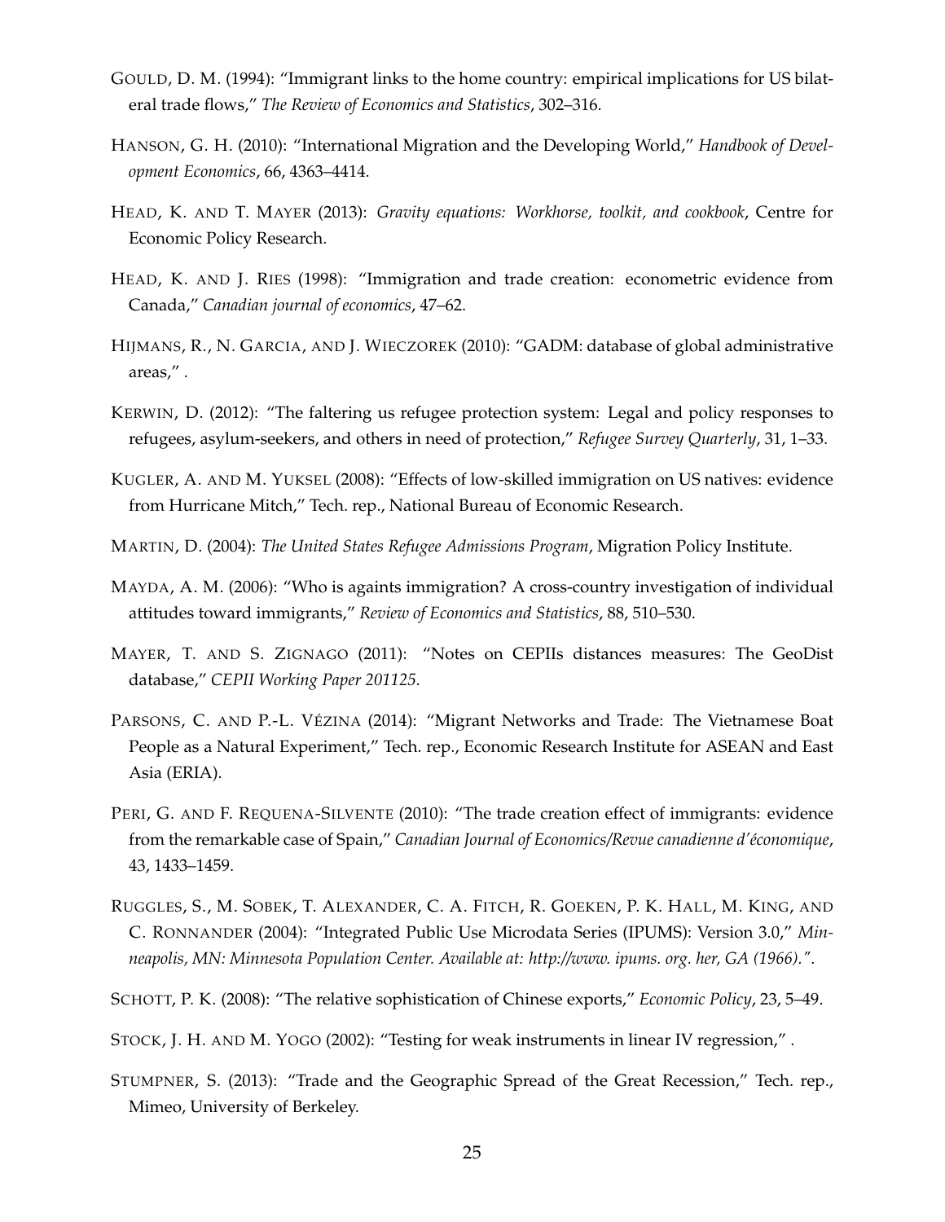GOULD, D. M. (1994): "Immigrant links to the home country: empirical implications for US bilateral trade flows," *The Review of Economics and Statistics*, 302–316.

HANSON, G. H. (2010): "International Migration and the Developing World," *Handbook of Development Economics*, 66, 4363–4414.

HEAD, K. AND T. MAYER (2013): *Gravity equations: Workhorse, toolkit, and cookbook*, Centre for Economic Policy Research.

HEAD, K. AND J. RIES (1998): "Immigration and trade creation: econometric evidence from Canada," *Canadian journal of economics*, 47–62.

HIJMANS, R., N. GARCIA, AND J. WIECZOREK (2010): "GADM: database of global administrative areas," .

KERWIN, D. (2012): "The faltering us refugee protection system: Legal and policy responses to refugees, asylum-seekers, and others in need of protection," *Refugee Survey Quarterly*, 31, 1–33.

KUGLER, A. AND M. YUKSEL (2008): "Effects of low-skilled immigration on US natives: evidence from Hurricane Mitch," Tech. rep., National Bureau of Economic Research.

MARTIN, D. (2004): *The United States Refugee Admissions Program*, Migration Policy Institute.

MAYDA, A. M. (2006): "Who is againts immigration? A cross-country investigation of individual attitudes toward immigrants," *Review of Economics and Statistics*, 88, 510–530.

MAYER, T. AND S. ZIGNAGO (2011): "Notes on CEPIIs distances measures: The GeoDist database," *CEPII Working Paper 201125*.

PARSONS, C. AND P.-L. VÉZINA (2014): "Migrant Networks and Trade: The Vietnamese Boat People as a Natural Experiment," Tech. rep., Economic Research Institute for ASEAN and East Asia (ERIA).

PERI, G. AND F. REQUENA-SILVENTE (2010): "The trade creation effect of immigrants: evidence from the remarkable case of Spain," *Canadian Journal of Economics/Revue canadienne d'économique*, 43, 1433–1459.

RUGGLES, S., M. SOBEK, T. ALEXANDER, C. A. FITCH, R. GOEKEN, P. K. HALL, M. KING, AND C. RONNANDER (2004): "Integrated Public Use Microdata Series (IPUMS): Version 3.0," *Minneapolis, MN: Minnesota Population Center. Available at: http://www. ipums. org. her, GA (1966)."*.

SCHOTT, P. K. (2008): "The relative sophistication of Chinese exports," *Economic Policy*, 23, 5–49.

STOCK, J. H. AND M. YOGO (2002): "Testing for weak instruments in linear IV regression," .

STUMPNER, S. (2013): "Trade and the Geographic Spread of the Great Recession," Tech. rep., Mimeo, University of Berkeley.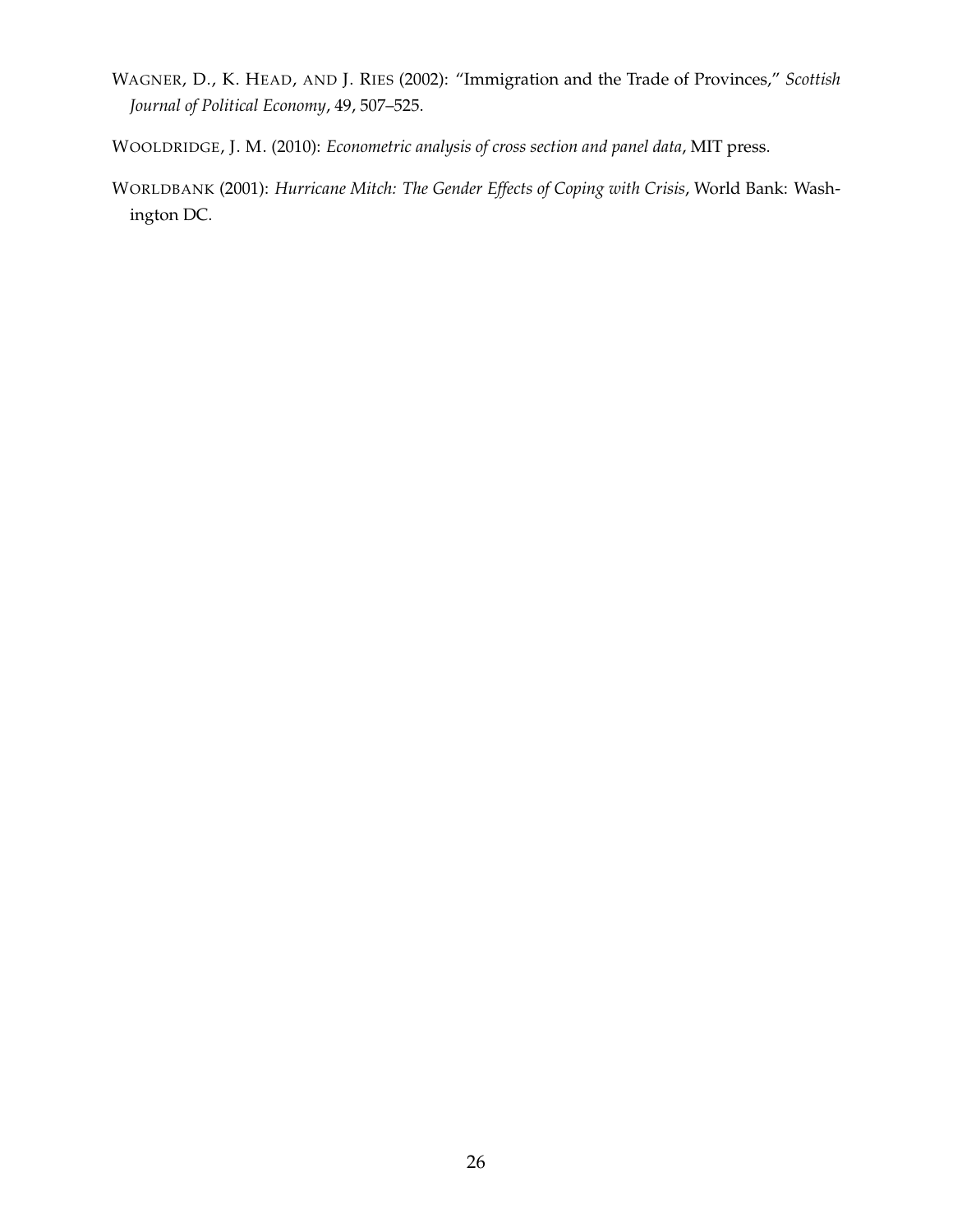WAGNER, D., K. HEAD, AND J. RIES (2002): "Immigration and the Trade of Provinces," *Scottish Journal of Political Economy*, 49, 507–525.

WOOLDRIDGE, J. M. (2010): *Econometric analysis of cross section and panel data*, MIT press.

WORLDBANK (2001): *Hurricane Mitch: The Gender Effects of Coping with Crisis*, World Bank: Washington DC.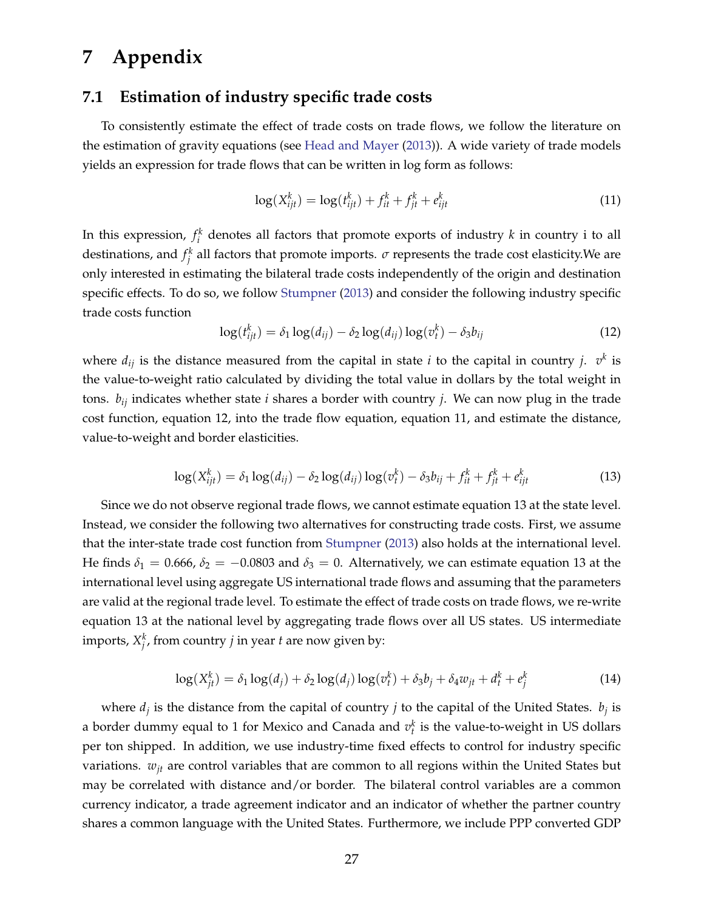# 7 Appendix

## 7.1 Estimation of industry specific trade costs

To consistently estimate the effect of trade costs on trade flows, we follow the literature on the estimation of gravity equations (see Head and Mayer (2013)). A wide variety of trade models yields an expression for trade flows that can be written in log form as follows:

$$\log(X^k_{ijt}) = \log(t^k_{ijt}) + f^k_{it} + f^k_{jt} + e^k_{ijt} \tag{11}$$

In this expression, $f^k_i$ denotes all factors that promote exports of industry $k$ in country i to all destinations, and $f^k_j$ all factors that promote imports. $\sigma$ represents the trade cost elasticity.We are only interested in estimating the bilateral trade costs independently of the origin and destination specific effects. To do so, we follow Stumpner (2013) and consider the following industry specific trade costs function

$$\log(t^k_{ijt}) = \delta_1 \log(d_{ij}) - \delta_2 \log(d_{ij}) \log(v^k_t) - \delta_3 b_{ij} \tag{12}$$

where $d_{ij}$ is the distance measured from the capital in state $i$ to the capital in country $j$. $v^k$ is the value-to-weight ratio calculated by dividing the total value in dollars by the total weight in tons. $b_{ij}$ indicates whether state $i$ shares a border with country $j$. We can now plug in the trade cost function, equation 12, into the trade flow equation, equation 11, and estimate the distance, value-to-weight and border elasticities.

$$\log(X^k_{ijt}) = \delta_1 \log(d_{ij}) - \delta_2 \log(d_{ij}) \log(v^k_t) - \delta_3 b_{ij} + f^k_{it} + f^k_{jt} + e^k_{ijt} \tag{13}$$

Since we do not observe regional trade flows, we cannot estimate equation 13 at the state level. Instead, we consider the following two alternatives for constructing trade costs. First, we assume that the inter-state trade cost function from Stumpner (2013) also holds at the international level. He finds $\delta_1 = 0.666$, $\delta_2 = -0.0803$ and $\delta_3 = 0$. Alternatively, we can estimate equation 13 at the international level using aggregate US international trade flows and assuming that the parameters are valid at the regional trade level. To estimate the effect of trade costs on trade flows, we re-write equation 13 at the national level by aggregating trade flows over all US states. US intermediate imports, $X^k_j$, from country $j$ in year $t$ are now given by:

$$\log(X^k_{jt}) = \delta_1 \log(d_j) + \delta_2 \log(d_j) \log(v^k_t) + \delta_3 b_j + \delta_4 w_{jt} + d^k_t + e^k_j \tag{14}$$

where $d_j$ is the distance from the capital of country $j$ to the capital of the United States. $b_j$ is a border dummy equal to 1 for Mexico and Canada and $v^k_t$ is the value-to-weight in US dollars per ton shipped. In addition, we use industry-time fixed effects to control for industry specific variations. $w_{jt}$ are control variables that are common to all regions within the United States but may be correlated with distance and/or border. The bilateral control variables are a common currency indicator, a trade agreement indicator and an indicator of whether the partner country shares a common language with the United States. Furthermore, we include PPP converted GDP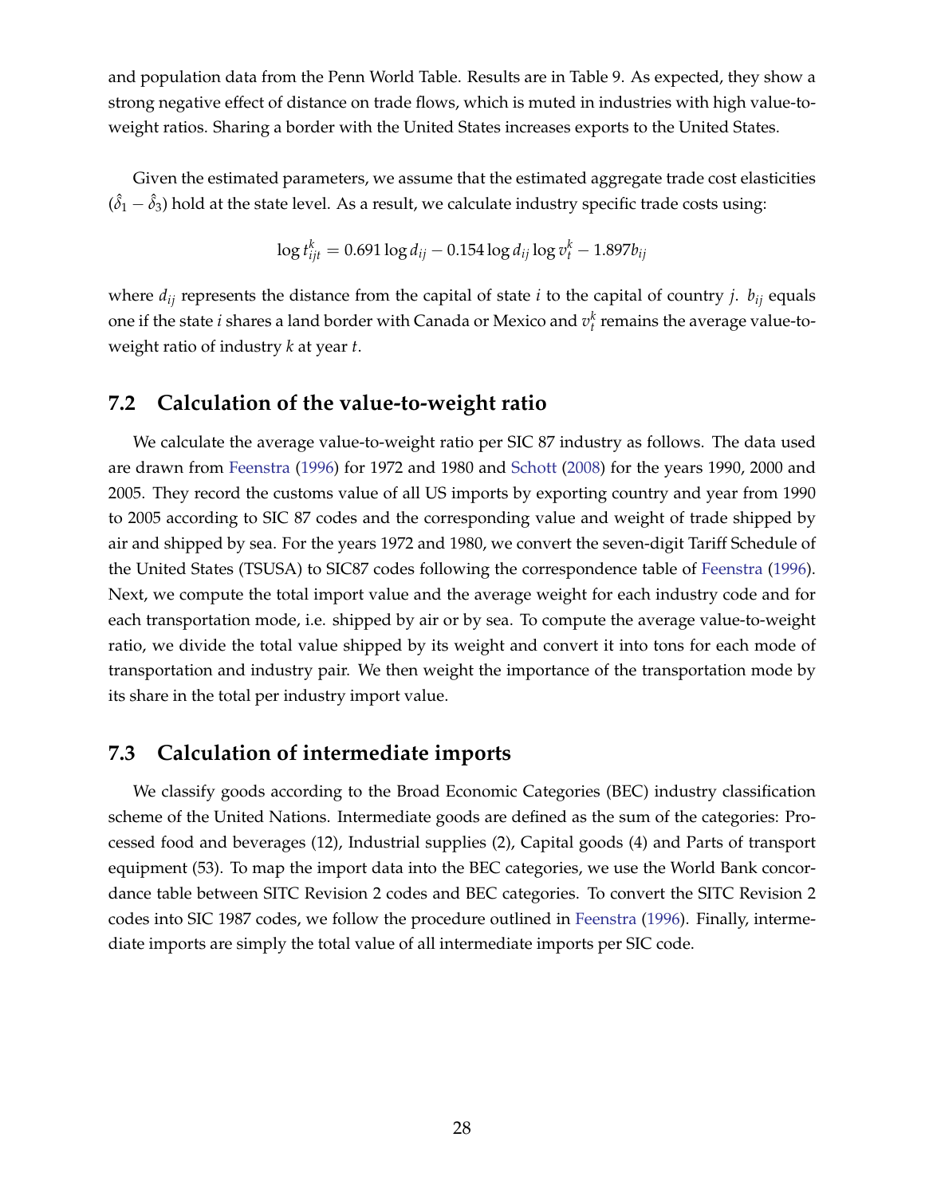and population data from the Penn World Table. Results are in Table 9. As expected, they show a strong negative effect of distance on trade flows, which is muted in industries with high value-to-weight ratios. Sharing a border with the United States increases exports to the United States.

Given the estimated parameters, we assume that the estimated aggregate trade cost elasticities ($\hat{\delta}_1 - \hat{\delta}_3$) hold at the state level. As a result, we calculate industry specific trade costs using:

$$\log t^k_{ijt} = 0.691 \log d_{ij} - 0.154 \log d_{ij} \log v^k_t - 1.897 b_{ij}$$

where $d_{ij}$ represents the distance from the capital of state $i$ to the capital of country $j$. $b_{ij}$ equals one if the state $i$ shares a land border with Canada or Mexico and $v^k_t$ remains the average value-to-weight ratio of industry $k$ at year $t$.

## 7.2 Calculation of the value-to-weight ratio

We calculate the average value-to-weight ratio per SIC 87 industry as follows. The data used are drawn from Feenstra (1996) for 1972 and 1980 and Schott (2008) for the years 1990, 2000 and 2005. They record the customs value of all US imports by exporting country and year from 1990 to 2005 according to SIC 87 codes and the corresponding value and weight of trade shipped by air and shipped by sea. For the years 1972 and 1980, we convert the seven-digit Tariff Schedule of the United States (TSUSA) to SIC87 codes following the correspondence table of Feenstra (1996). Next, we compute the total import value and the average weight for each industry code and for each transportation mode, i.e. shipped by air or by sea. To compute the average value-to-weight ratio, we divide the total value shipped by its weight and convert it into tons for each mode of transportation and industry pair. We then weight the importance of the transportation mode by its share in the total per industry import value.

## 7.3 Calculation of intermediate imports

We classify goods according to the Broad Economic Categories (BEC) industry classification scheme of the United Nations. Intermediate goods are defined as the sum of the categories: Processed food and beverages (12), Industrial supplies (2), Capital goods (4) and Parts of transport equipment (53). To map the import data into the BEC categories, we use the World Bank concordance table between SITC Revision 2 codes and BEC categories. To convert the SITC Revision 2 codes into SIC 1987 codes, we follow the procedure outlined in Feenstra (1996). Finally, intermediate imports are simply the total value of all intermediate imports per SIC code.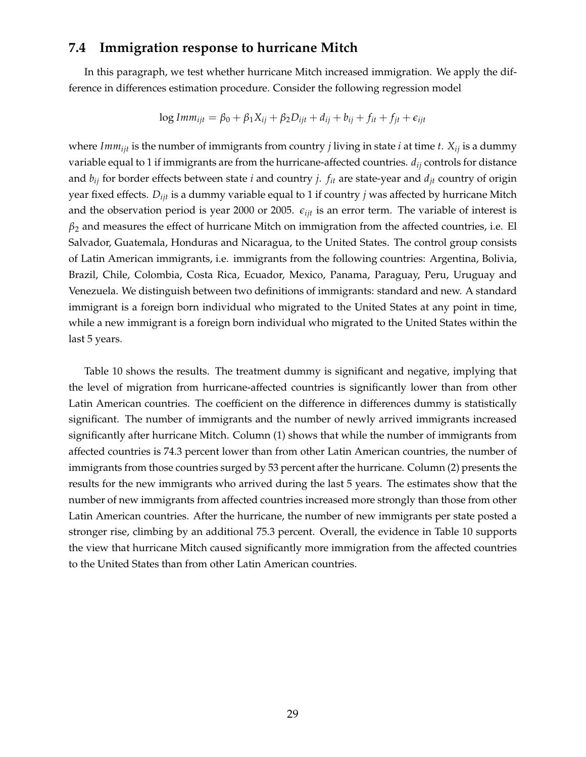### 7.4 Immigration response to hurricane Mitch

In this paragraph, we test whether hurricane Mitch increased immigration. We apply the difference in differences estimation procedure. Consider the following regression model

$$\log Imm_{ijt} = \beta_0 + \beta_1 X_{ij} + \beta_2 D_{ijt} + d_{ij} + b_{ij} + f_{it} + f_{jt} + \epsilon_{ijt}$$

where $Imm_{ijt}$ is the number of immigrants from country $j$ living in state $i$ at time $t$. $X_{ij}$ is a dummy variable equal to 1 if immigrants are from the hurricane-affected countries. $d_{ij}$ controls for distance and $b_{ij}$ for border effects between state $i$ and country $j$. $f_{it}$ are state-year and $d_{jt}$ country of origin year fixed effects. $D_{ijt}$ is a dummy variable equal to 1 if country $j$ was affected by hurricane Mitch and the observation period is year 2000 or 2005. $\epsilon_{ijt}$ is an error term. The variable of interest is $\beta_2$ and measures the effect of hurricane Mitch on immigration from the affected countries, i.e. El Salvador, Guatemala, Honduras and Nicaragua, to the United States. The control group consists of Latin American immigrants, i.e. immigrants from the following countries: Argentina, Bolivia, Brazil, Chile, Colombia, Costa Rica, Ecuador, Mexico, Panama, Paraguay, Peru, Uruguay and Venezuela. We distinguish between two definitions of immigrants: standard and new. A standard immigrant is a foreign born individual who migrated to the United States at any point in time, while a new immigrant is a foreign born individual who migrated to the United States within the last 5 years.

Table 10 shows the results. The treatment dummy is significant and negative, implying that the level of migration from hurricane-affected countries is significantly lower than from other Latin American countries. The coefficient on the difference in differences dummy is statistically significant. The number of immigrants and the number of newly arrived immigrants increased significantly after hurricane Mitch. Column (1) shows that while the number of immigrants from affected countries is 74.3 percent lower than from other Latin American countries, the number of immigrants from those countries surged by 53 percent after the hurricane. Column (2) presents the results for the new immigrants who arrived during the last 5 years. The estimates show that the number of new immigrants from affected countries increased more strongly than those from other Latin American countries. After the hurricane, the number of new immigrants per state posted a stronger rise, climbing by an additional 75.3 percent. Overall, the evidence in Table 10 supports the view that hurricane Mitch caused significantly more immigration from the affected countries to the United States than from other Latin American countries.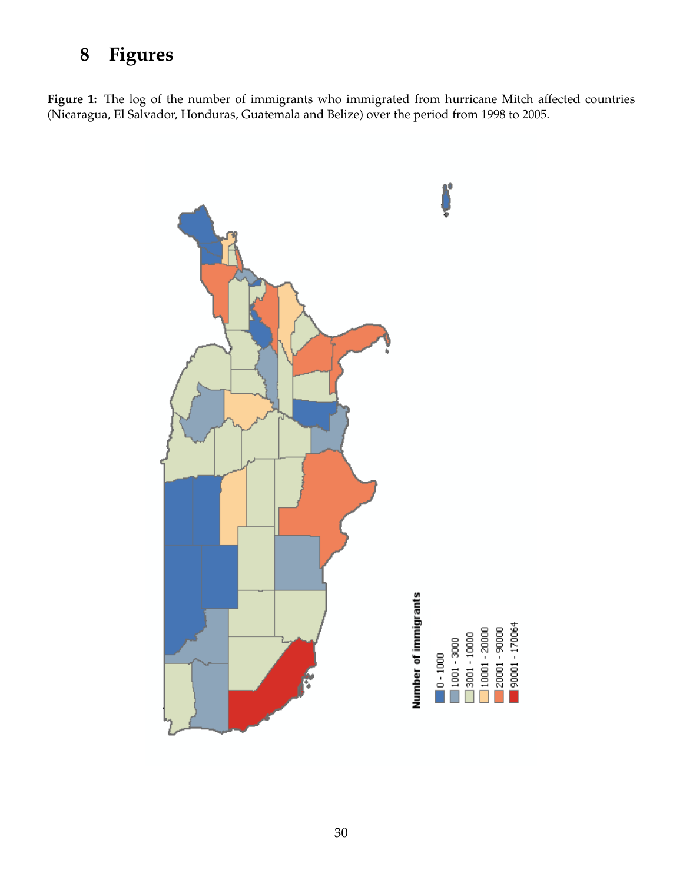# 8 Figures

**Figure 1:** The log of the number of immigrants who immigrated from hurricane Mitch affected countries (Nicaragua, El Salvador, Honduras, Guatemala and Belize) over the period from 1998 to 2005.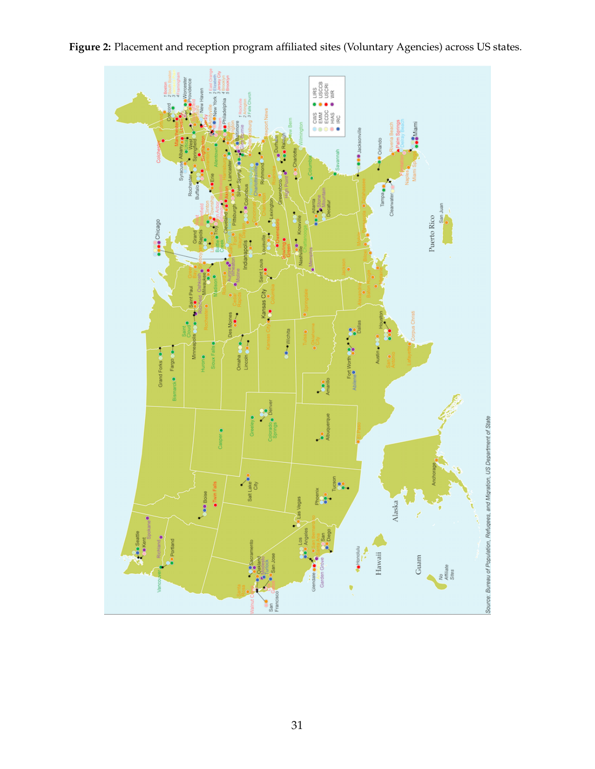**Figure 2:** Placement and reception program affiliated sites (Voluntary Agencies) across US states.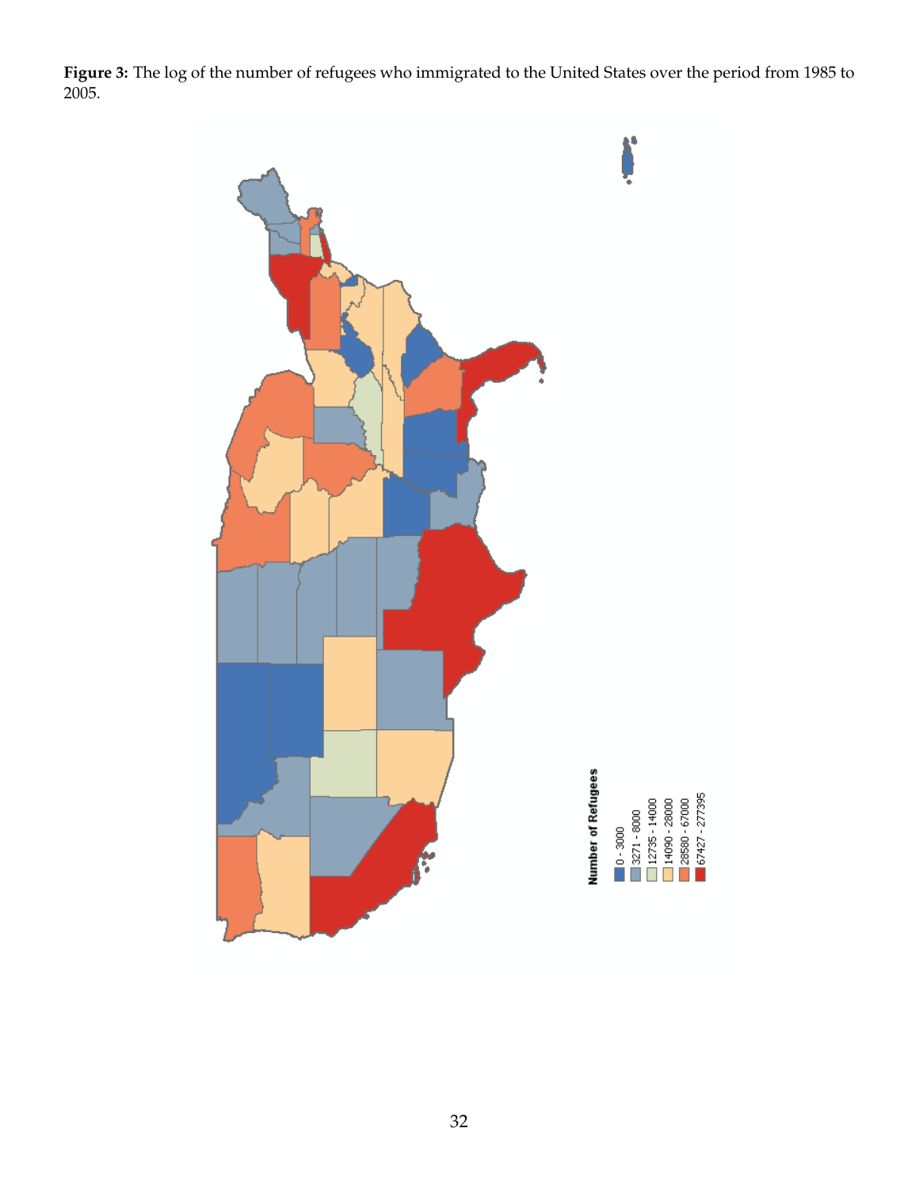**Figure 3:** The log of the number of refugees who immigrated to the United States over the period from 1985 to 2005.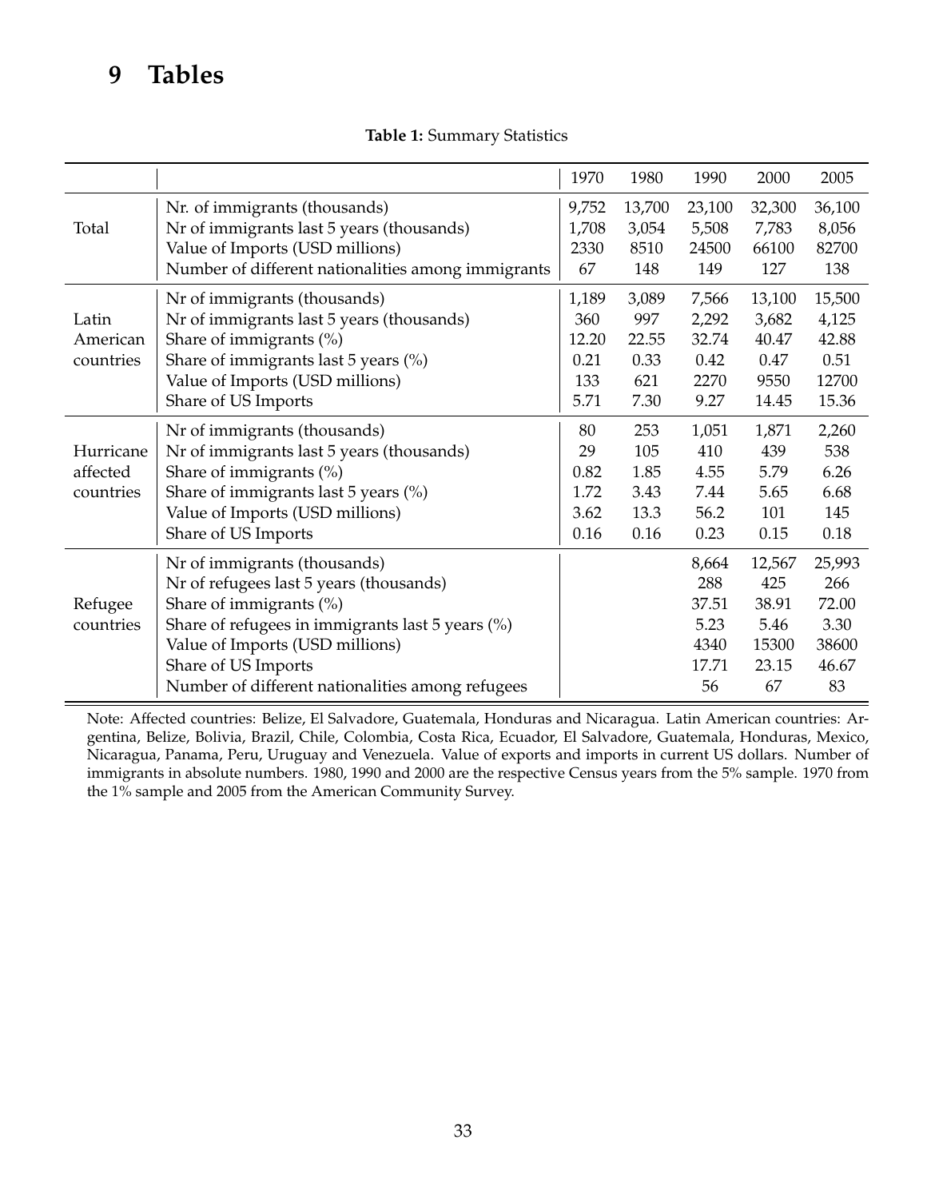# 9 Tables

**Table 1:** Summary Statistics

| | | 1970 | 1980 | 1990 | 2000 | 2005 |
|---|---|---|---|---|---|---|
| Total | Nr. of immigrants (thousands) | 9,752 | 13,700 | 23,100 | 32,300 | 36,100 |
| | Nr of immigrants last 5 years (thousands) | 1,708 | 3,054 | 5,508 | 7,783 | 8,056 |
| | Value of Imports (USD millions) | 2330 | 8510 | 24500 | 66100 | 82700 |
| | Number of different nationalities among immigrants | 67 | 148 | 149 | 127 | 138 |
| Latin American countries | Nr of immigrants (thousands) | 1,189 | 3,089 | 7,566 | 13,100 | 15,500 |
| | Nr of immigrants last 5 years (thousands) | 360 | 997 | 2,292 | 3,682 | 4,125 |
| | Share of immigrants (%) | 12.20 | 22.55 | 32.74 | 40.47 | 42.88 |
| | Share of immigrants last 5 years (%) | 0.21 | 0.33 | 0.42 | 0.47 | 0.51 |
| | Value of Imports (USD millions) | 133 | 621 | 2270 | 9550 | 12700 |
| | Share of US Imports | 5.71 | 7.30 | 9.27 | 14.45 | 15.36 |
| Hurricane affected countries | Nr of immigrants (thousands) | 80 | 253 | 1,051 | 1,871 | 2,260 |
| | Nr of immigrants last 5 years (thousands) | 29 | 105 | 410 | 439 | 538 |
| | Share of immigrants (%) | 0.82 | 1.85 | 4.55 | 5.79 | 6.26 |
| | Share of immigrants last 5 years (%) | 1.72 | 3.43 | 7.44 | 5.65 | 6.68 |
| | Value of Imports (USD millions) | 3.62 | 13.3 | 56.2 | 101 | 145 |
| | Share of US Imports | 0.16 | 0.16 | 0.23 | 0.15 | 0.18 |
| Refugee countries | Nr of immigrants (thousands) | | | 8,664 | 12,567 | 25,993 |
| | Nr of refugees last 5 years (thousands) | | | 288 | 425 | 266 |
| | Share of immigrants (%) | | | 37.51 | 38.91 | 72.00 |
| | Share of refugees in immigrants last 5 years (%) | | | 5.23 | 5.46 | 3.30 |
| | Value of Imports (USD millions) | | | 4340 | 15300 | 38600 |
| | Share of US Imports | | | 17.71 | 23.15 | 46.67 |
| | Number of different nationalities among refugees | | | 56 | 67 | 83 |

Note: Affected countries: Belize, El Salvadore, Guatemala, Honduras and Nicaragua. Latin American countries: Argentina, Belize, Bolivia, Brazil, Chile, Colombia, Costa Rica, Ecuador, El Salvadore, Guatemala, Honduras, Mexico, Nicaragua, Panama, Peru, Uruguay and Venezuela. Value of exports and imports in current US dollars. Number of immigrants in absolute numbers. 1980, 1990 and 2000 are the respective Census years from the 5% sample. 1970 from the 1% sample and 2005 from the American Community Survey.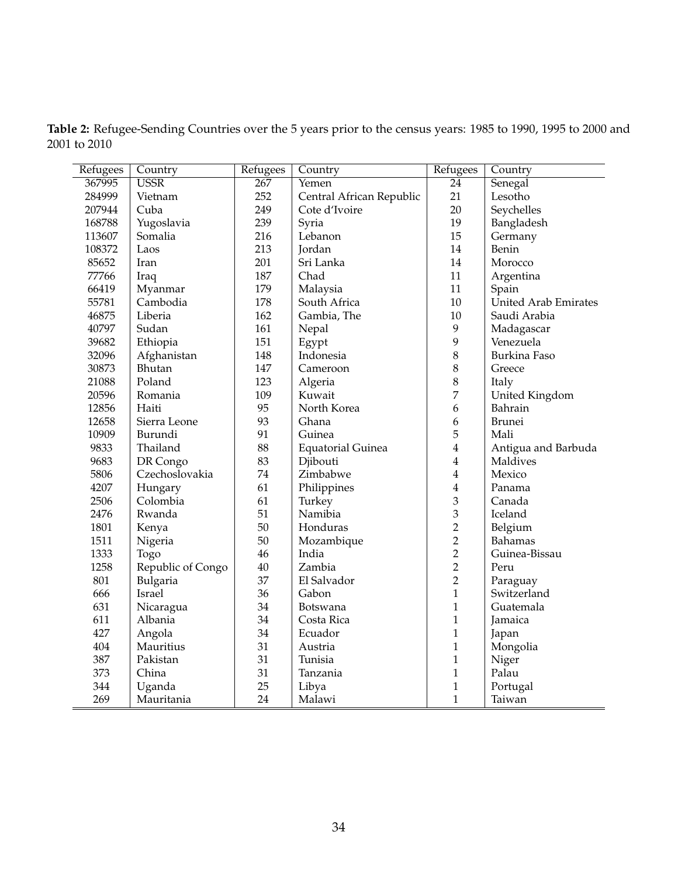**Table 2:** Refugee-Sending Countries over the 5 years prior to the census years: 1985 to 1990, 1995 to 2000 and 2001 to 2010

| Refugees | Country | Refugees | Country | Refugees | Country |
|---|---|---|---|---|---|
| 367995 | USSR | 267 | Yemen | 24 | Senegal |
| 284999 | Vietnam | 252 | Central African Republic | 21 | Lesotho |
| 207944 | Cuba | 249 | Cote d'Ivoire | 20 | Seychelles |
| 168788 | Yugoslavia | 239 | Syria | 19 | Bangladesh |
| 113607 | Somalia | 216 | Lebanon | 15 | Germany |
| 108372 | Laos | 213 | Jordan | 14 | Benin |
| 85652 | Iran | 201 | Sri Lanka | 14 | Morocco |
| 77766 | Iraq | 187 | Chad | 11 | Argentina |
| 66419 | Myanmar | 179 | Malaysia | 11 | Spain |
| 55781 | Cambodia | 178 | South Africa | 10 | United Arab Emirates |
| 46875 | Liberia | 162 | Gambia, The | 10 | Saudi Arabia |
| 40797 | Sudan | 161 | Nepal | 9 | Madagascar |
| 39682 | Ethiopia | 151 | Egypt | 9 | Venezuela |
| 32096 | Afghanistan | 148 | Indonesia | 8 | Burkina Faso |
| 30873 | Bhutan | 147 | Cameroon | 8 | Greece |
| 21088 | Poland | 123 | Algeria | 8 | Italy |
| 20596 | Romania | 109 | Kuwait | 7 | United Kingdom |
| 12856 | Haiti | 95 | North Korea | 6 | Bahrain |
| 12658 | Sierra Leone | 93 | Ghana | 6 | Brunei |
| 10909 | Burundi | 91 | Guinea | 5 | Mali |
| 9833 | Thailand | 88 | Equatorial Guinea | 4 | Antigua and Barbuda |
| 9683 | DR Congo | 83 | Djibouti | 4 | Maldives |
| 5806 | Czechoslovakia | 74 | Zimbabwe | 4 | Mexico |
| 4207 | Hungary | 61 | Philippines | 4 | Panama |
| 2506 | Colombia | 61 | Turkey | 3 | Canada |
| 2476 | Rwanda | 51 | Namibia | 3 | Iceland |
| 1801 | Kenya | 50 | Honduras | 2 | Belgium |
| 1511 | Nigeria | 50 | Mozambique | 2 | Bahamas |
| 1333 | Togo | 46 | India | 2 | Guinea-Bissau |
| 1258 | Republic of Congo | 40 | Zambia | 2 | Peru |
| 801 | Bulgaria | 37 | El Salvador | 2 | Paraguay |
| 666 | Israel | 36 | Gabon | 1 | Switzerland |
| 631 | Nicaragua | 34 | Botswana | 1 | Guatemala |
| 611 | Albania | 34 | Costa Rica | 1 | Jamaica |
| 427 | Angola | 34 | Ecuador | 1 | Japan |
| 404 | Mauritius | 31 | Austria | 1 | Mongolia |
| 387 | Pakistan | 31 | Tunisia | 1 | Niger |
| 373 | China | 31 | Tanzania | 1 | Palau |
| 344 | Uganda | 25 | Libya | 1 | Portugal |
| 269 | Mauritania | 24 | Malawi | 1 | Taiwan |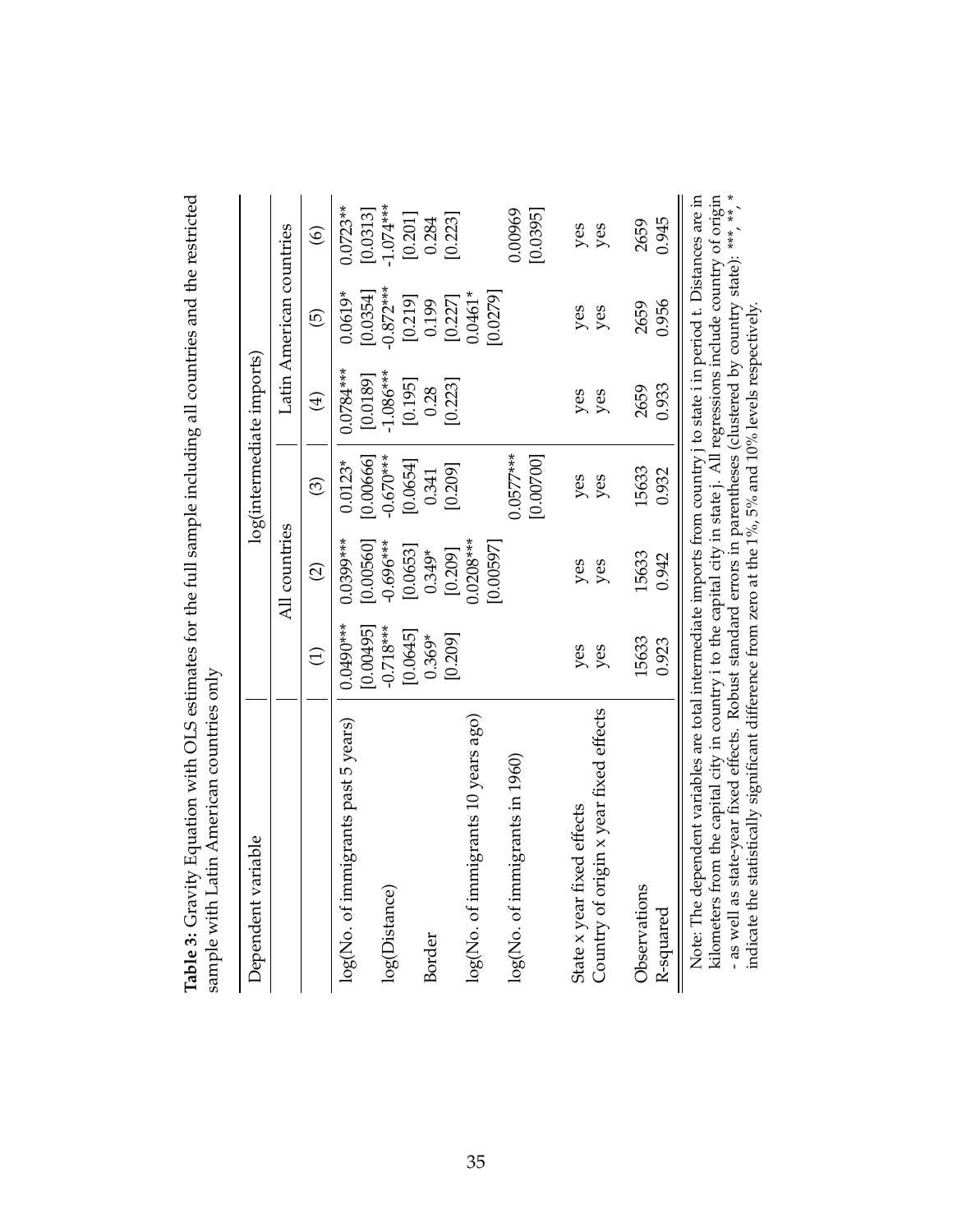**Table 3:** Gravity Equation with OLS estimates for the full sample including all countries and the restricted sample with Latin American countries only

| Dependent variable | log(intermediate imports) | | | | | |
|---|---|---|---|---|---|---|
| | All countries | | | Latin American countries | | |
| | (1) | (2) | (3) | (4) | (5) | (6) |
| log(No. of immigrants past 5 years) | 0.0490*** | 0.0399*** | 0.0123* | 0.0784*** | 0.0619* | 0.0723** |
| | [0.00495] | [0.00560] | [0.00666] | [0.0189] | [0.0354] | [0.0313] |
| log(Distance) | -0.718*** | -0.696*** | -0.670*** | -1.086*** | -0.872*** | -1.074*** |
| | [0.0645] | [0.0653] | [0.0654] | [0.195] | [0.219] | [0.201] |
| Border | 0.369* | 0.349* | 0.341 | 0.28 | 0.199 | 0.284 |
| | [0.209] | [0.209] | [0.209] | [0.223] | [0.227] | [0.223] |
| log(No. of immigrants 10 years ago) | | 0.0208*** | | | 0.0461* | |
| | | [0.00597] | | | [0.0279] | |
| log(No. of immigrants in 1960) | | | 0.0577*** | | | 0.00969 |
| | | | [0.00700] | | | [0.0395] |
| State x year fixed effects | yes | yes | yes | yes | yes | yes |
| Country of origin x year fixed effects | yes | yes | yes | yes | yes | yes |
| Observations | 15633 | 15633 | 15633 | 2659 | 2659 | 2659 |
| R-squared | 0.923 | 0.942 | 0.932 | 0.933 | 0.956 | 0.945 |

Note: The dependent variables are total intermediate imports from country j to state i in period t. Distances are in kilometers from the capital city in country i to the capital city in state j. All regressions include country of origin - as well as state-year fixed effects. Robust standard errors in parentheses (clustered by country state): ***, **, * indicate the statistically significant difference from zero at the 1%, 5% and 10% levels respectively.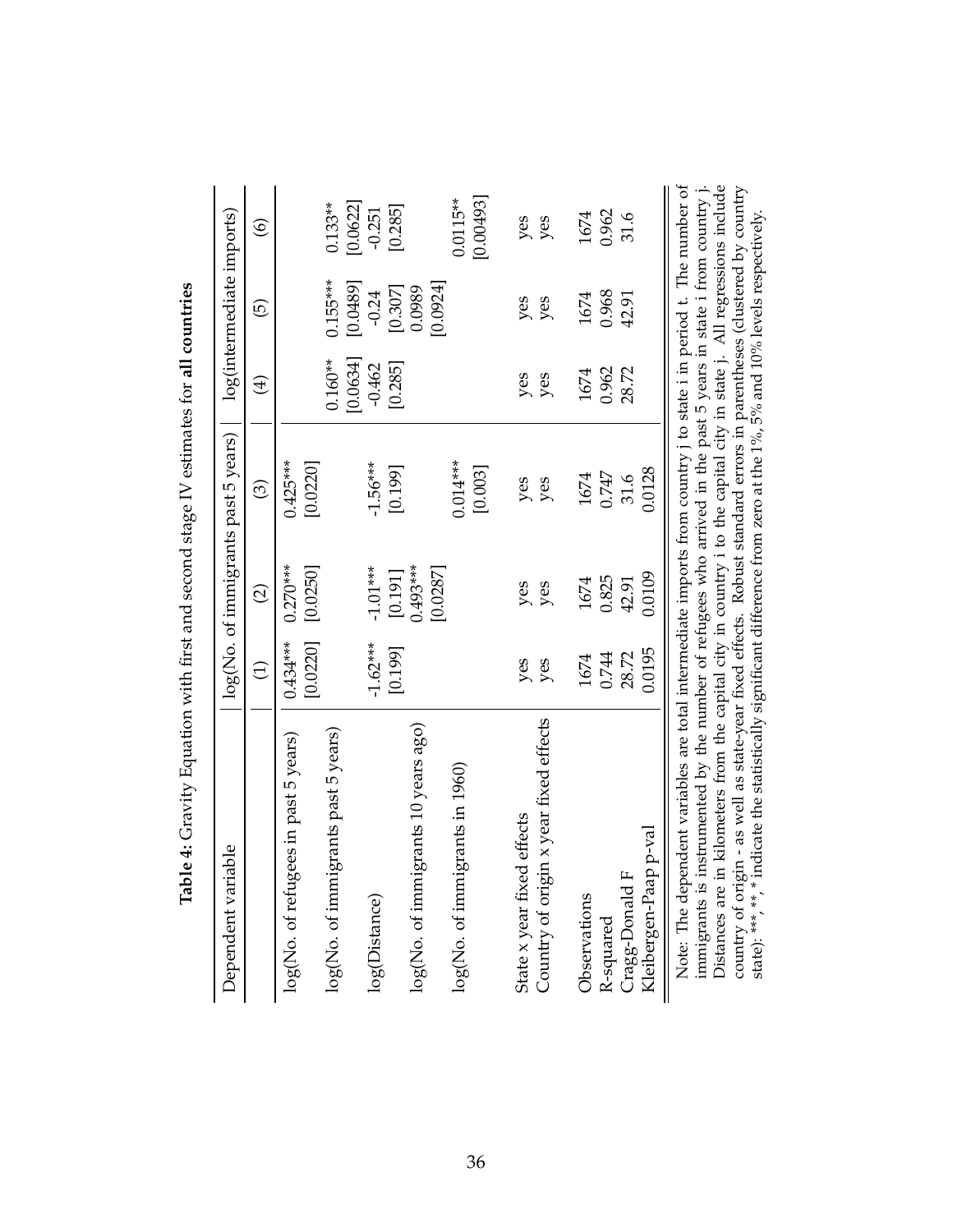**Table 4:** Gravity Equation with first and second stage IV estimates for **all countries**

| Dependent variable | log(No. of immigrants past 5 years) | | | log(intermediate imports) | | |
|---|---|---|---|---|---|---|
| | (1) | (2) | (3) | (4) | (5) | (6) |
| log(No. of refugees in past 5 years) | 0.434*** | 0.270*** | 0.425*** | | | |
| | [0.0220] | [0.0250] | [0.0220] | | | |
| log(No. of immigrants past 5 years) | | | | 0.160** | 0.155*** | 0.133** |
| | | | | [0.0634] | [0.0489] | [0.0622] |
| log(Distance) | -1.62*** | -1.01*** | -1.56*** | -0.462 | -0.24 | -0.251 |
| | [0.199] | [0.191] | [0.199] | [0.285] | [0.307] | [0.285] |
| log(No. of immigrants 10 years ago) | | 0.493*** | | | 0.0989 | |
| | | [0.0287] | | | [0.0924] | |
| log(No. of immigrants in 1960) | | | 0.014*** | | | 0.0115** |
| | | | [0.003] | | | [0.00493] |
| State x year fixed effects | yes | yes | yes | yes | yes | yes |
| Country of origin x year fixed effects | yes | yes | yes | yes | yes | yes |
| Observations | 1674 | 1674 | 1674 | 1674 | 1674 | 1674 |
| R-squared | 0.744 | 0.825 | 0.747 | 0.962 | 0.968 | 0.962 |
| Cragg-Donald F | 28.72 | 42.91 | 31.6 | 28.72 | 42.91 | 31.6 |
| Kleibergen-Paap p-val | 0.0195 | 0.0109 | 0.0128 | | | |

Note: The dependent variables are total intermediate imports from country j to state i in period t. The number of immigrants is instrumented by the number of refugees who arrived in the past 5 years in state i from country j. Distances are in kilometers from the capital city in country i to the capital city in state j. All regressions include country of origin - as well as state-year fixed effects. Robust standard errors in parentheses (clustered by country state): ***, **, * indicate the statistically significant difference from zero at the 1%, 5% and 10% levels respectively.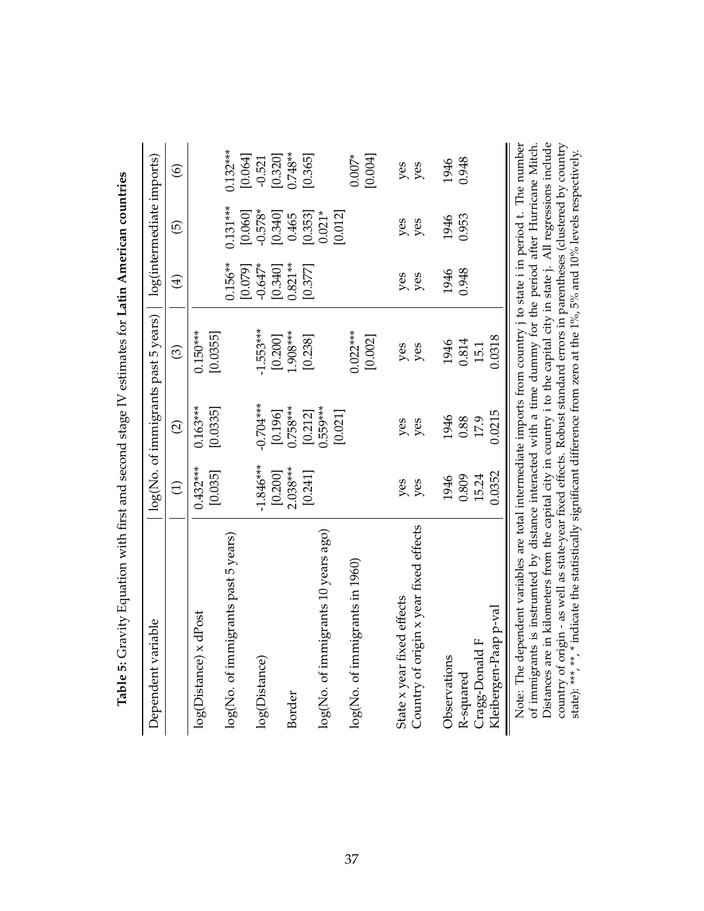**Table 5:** Gravity Equation with first and second stage IV estimates for **Latin American countries**

| Dependent variable | log(No. of immigrants past 5 years) | | | log(intermediate imports) | | |
|---|---|---|---|---|---|---|
| | (1) | (2) | (3) | (4) | (5) | (6) |
| log(Distance) x dPost | 0.432*** | 0.163*** | 0.150*** | | | |
| | [0.035] | [0.0335] | [0.0355] | | | |
| log(No. of immigrants past 5 years) | | | | 0.156** | 0.131*** | 0.132*** |
| | | | | [0.079] | [0.060] | [0.064] |
| log(Distance) | -1.846*** | -0.704*** | -1.553*** | -0.647* | -0.578* | -0.521 |
| | [0.200] | [0.196] | [0.200] | [0.340] | [0.340] | [0.320] |
| Border | 2.038*** | 0.758*** | 1.908*** | 0.821** | 0.465 | 0.748** |
| | [0.241] | [0.212] | [0.238] | [0.377] | [0.353] | [0.365] |
| log(No. of immigrants 10 years ago) | | 0.559*** | | | 0.021* | |
| | | [0.021] | | | [0.012] | |
| log(No. of immigrants in 1960) | | | 0.022*** | | | 0.007* |
| | | | [0.002] | | | [0.004] |
| State x year fixed effects | yes | yes | yes | yes | yes | yes |
| Country of origin x year fixed effects | yes | yes | yes | yes | yes | yes |
| Observations | 1946 | 1946 | 1946 | 1946 | 1946 | 1946 |
| R-squared | 0.809 | 0.88 | 0.814 | 0.948 | 0.953 | 0.948 |
| Cragg-Donald F | 15.24 | 17.9 | 15.1 | | | |
| Kleibergen-Paap p-val | 0.0352 | 0.0215 | 0.0318 | | | |

Note: The dependent variables are total intermediate imports from country j to state i in period t. The number of immigrants is instrumted by distance interacted with a time dummy for the period after Hurricane Mitch. Distances are in kilometers from the capital city in country i to the capital city in state j. All regressions include country of origin - as well as state-year fixed effects. Robust standard errors in parentheses (clustered by country state): ***, **, * indicate the statistically significant difference from zero at the 1%, 5% and 10% levels respectively.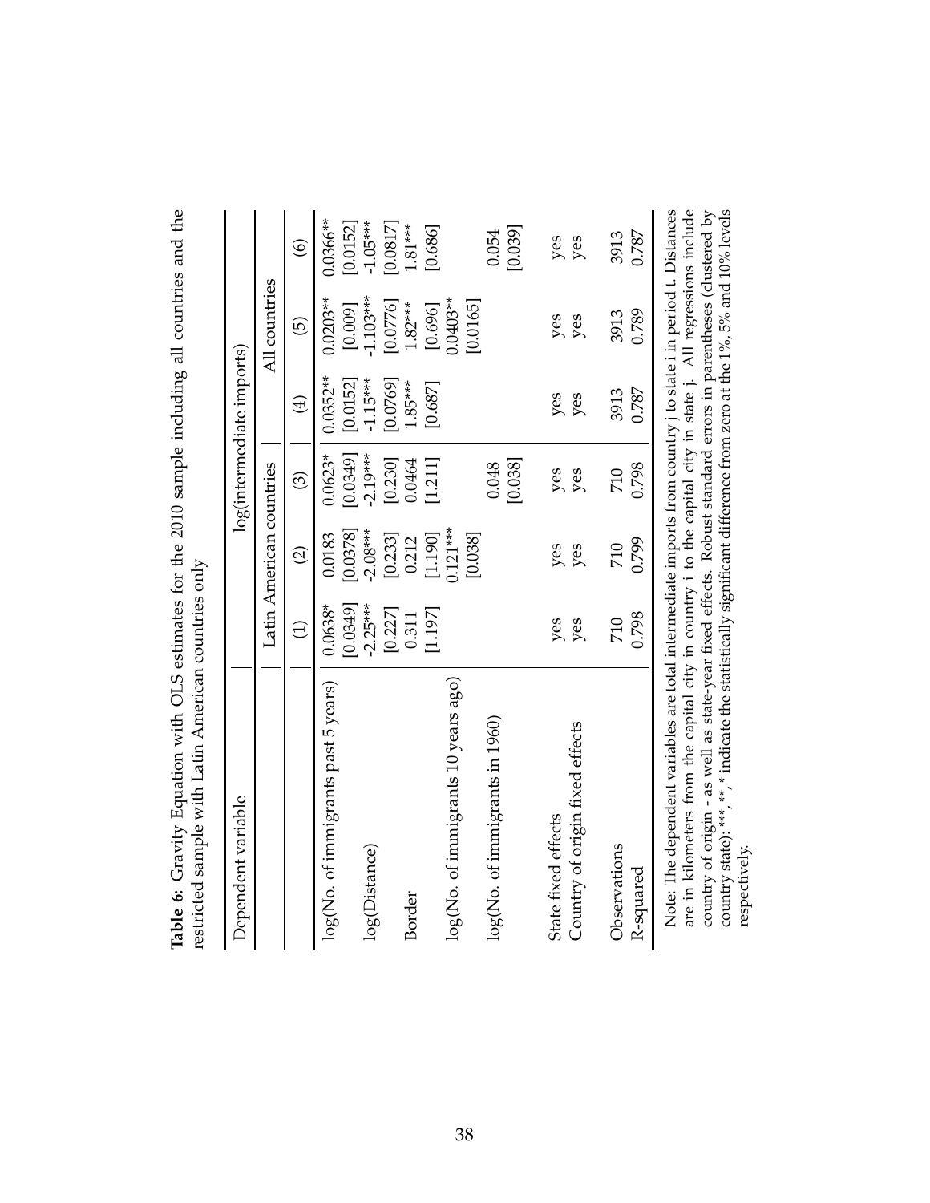**Table 6:** Gravity Equation with OLS estimates for the 2010 sample including all countries and the restricted sample with Latin American countries only

| Dependent variable | log(intermediate imports) | | | | | |
|---|---|---|---|---|---|---|
| | Latin American countries | | | All countries | | |
| | (1) | (2) | (3) | (4) | (5) | (6) |
| log(No. of immigrants past 5 years) | 0.0638* | 0.0183 | 0.0623* | 0.0352** | 0.0203** | 0.0366** |
| | [0.0349] | [0.0378] | [0.0349] | [0.0152] | [0.009] | [0.0152] |
| log(Distance) | -2.25*** | -2.08*** | -2.19*** | -1.15*** | -1.103*** | -1.05*** |
| | [0.227] | [0.233] | [0.230] | [0.0769] | [0.0776] | [0.0817] |
| Border | 0.311 | 0.212 | 0.0464 | 1.85*** | 1.82*** | 1.81*** |
| | [1.197] | [1.190] | [1.211] | [0.687] | [0.696] | [0.686] |
| log(No. of immigrants 10 years ago) | | 0.121*** | | | 0.0403** | |
| | | [0.038] | | | [0.0165] | |
| log(No. of immigrants in 1960) | | | 0.048 | | | 0.054 |
| | | | [0.038] | | | [0.039] |
| State fixed effects | yes | yes | yes | yes | yes | yes |
| Country of origin fixed effects | yes | yes | yes | yes | yes | yes |
| Observations | 710 | 710 | 710 | 3913 | 3913 | 3913 |
| R-squared | 0.798 | 0.799 | 0.798 | 0.787 | 0.789 | 0.787 |

*Note:* The dependent variables are total intermediate imports from country j to state i in period t. Distances are in kilometers from the capital city in country i to the capital city in state j. All regressions include country of origin - as well as state-year fixed effects. Robust standard errors in parentheses (clustered by country state): ***, **, * indicate the statistically significant difference from zero at the 1%, 5% and 10% levels respectively.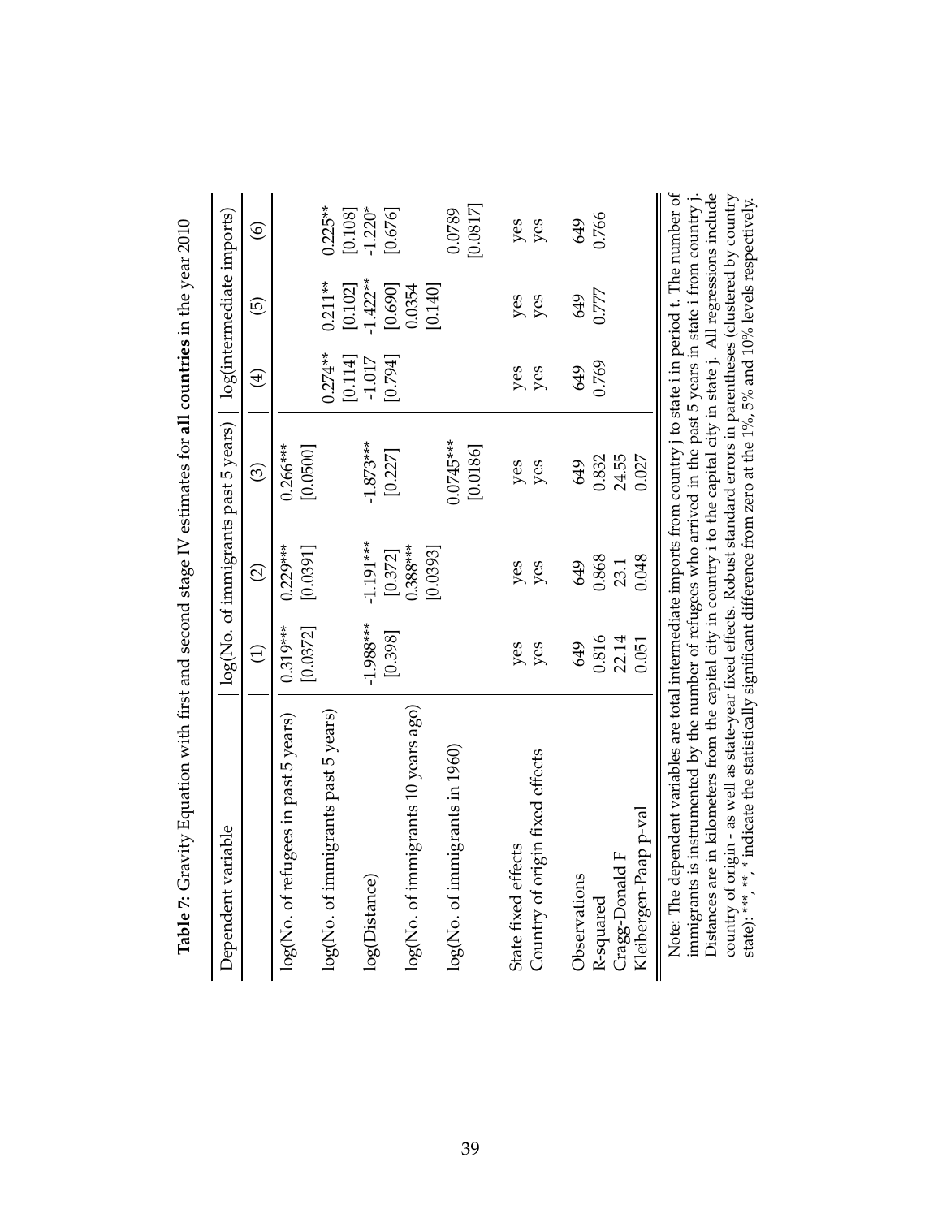**Table 7:** Gravity Equation with first and second stage IV estimates for **all countries** in the year 2010

| Dependent variable | log(No. of immigrants past 5 years) | | | log(intermediate imports) | | |
|---|---|---|---|---|---|---|
| | (1) | (2) | (3) | (4) | (5) | (6) |
| log(No. of refugees in past 5 years) | 0.319*** | 0.229*** | 0.266*** | | | |
| | [0.0372] | [0.0391] | [0.0500] | | | |
| log(No. of immigrants past 5 years) | | | | 0.274** | 0.211** | 0.225** |
| | | | | [0.114] | [0.102] | [0.108] |
| log(Distance) | -1.988*** | -1.191*** | -1.873*** | -1.017 | -1.422** | -1.220* |
| | [0.398] | [0.372] | [0.227] | [0.794] | [0.690] | [0.676] |
| log(No. of immigrants 10 years ago) | | 0.388*** | | | 0.0354 | |
| | | [0.0393] | | | [0.140] | |
| log(No. of immigrants in 1960) | | | 0.0745*** | | | 0.0789 |
| | | | [0.0186] | | | [0.0817] |
| State fixed effects | yes | yes | yes | yes | yes | yes |
| Country of origin fixed effects | yes | yes | yes | yes | yes | yes |
| Observations | 649 | 649 | 649 | 649 | 649 | 649 |
| R-squared | 0.816 | 0.868 | 0.832 | 0.769 | 0.777 | 0.766 |
| Cragg-Donald F | 22.14 | 23.1 | 24.55 | | | |
| Kleibergen-Paap p-val | 0.051 | 0.048 | 0.027 | | | |

Note: The dependent variables are total intermediate imports from country j to state i in period t. The number of immigrants is instrumented by the number of refugees who arrived in the past 5 years in state i from country j. Distances are in kilometers from the capital city in country i to the capital city in state j. All regressions include country of origin - as well as state-year fixed effects. Robust standard errors in parentheses (clustered by country state): ***, **, * indicate the statistically significant difference from zero at the 1%, 5% and 10% levels respectively.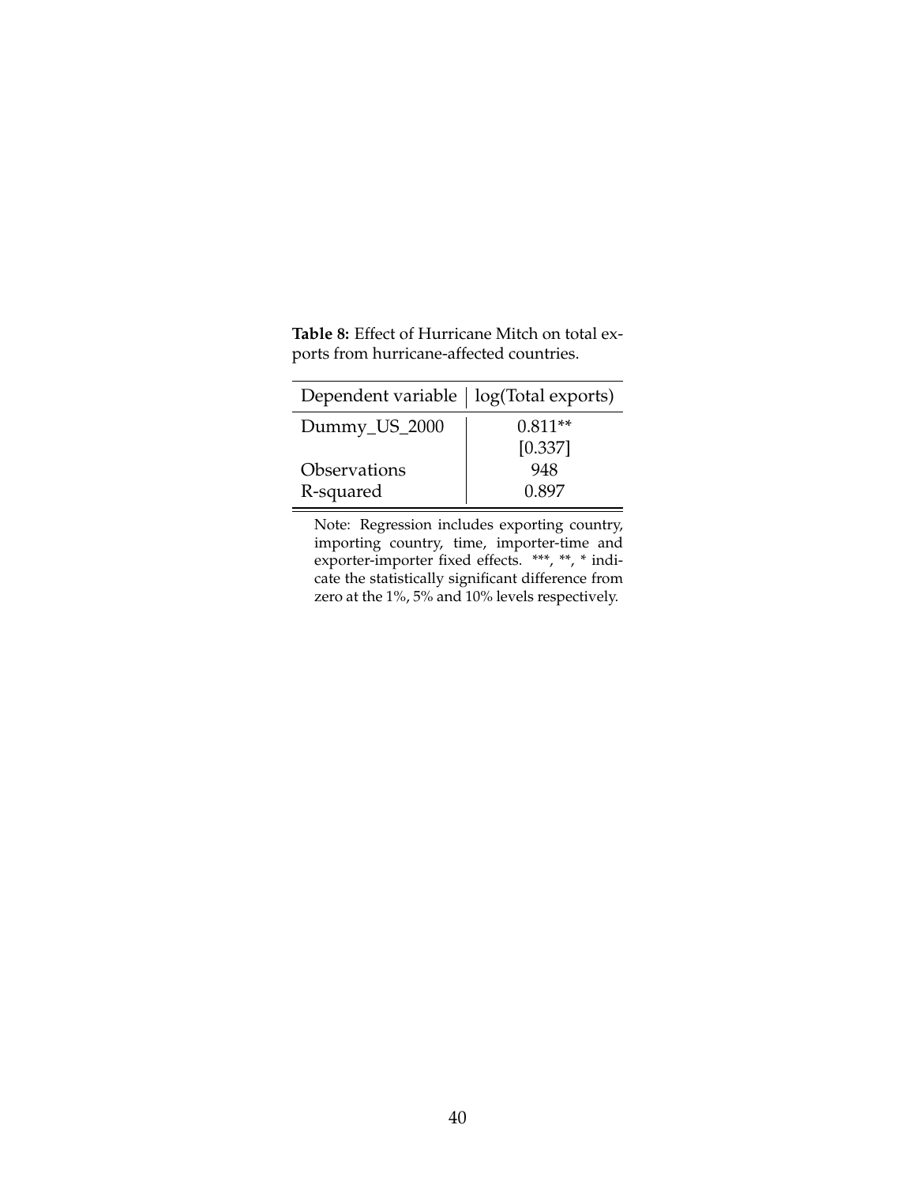**Table 8:** Effect of Hurricane Mitch on total exports from hurricane-affected countries.

| Dependent variable | log(Total exports) |
|---|---|
| Dummy_US_2000 | 0.811** |
| | [0.337] |
| Observations | 948 |
| R-squared | 0.897 |

Note: Regression includes exporting country, importing country, time, importer-time and exporter-importer fixed effects. ***, **, * indicate the statistically significant difference from zero at the 1%, 5% and 10% levels respectively.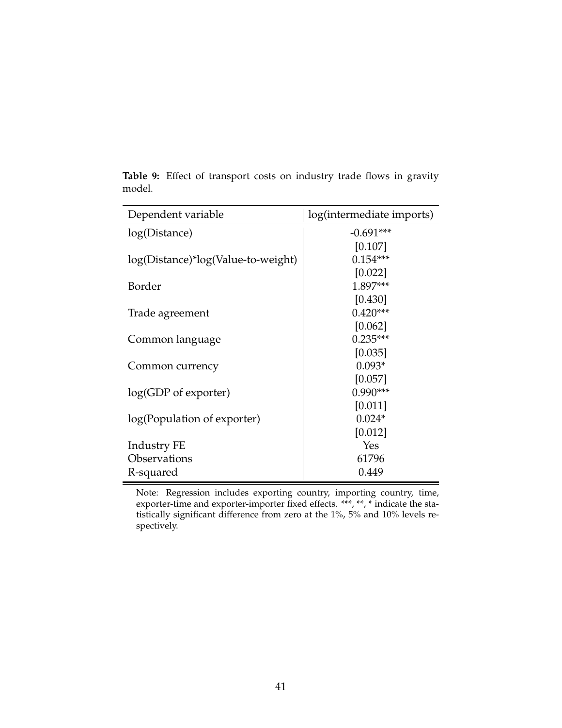**Table 9:** Effect of transport costs on industry trade flows in gravity model.

| Dependent variable | log(intermediate imports) |
|---|---|
| log(Distance) | -0.691*** |
| | [0.107] |
| log(Distance)*log(Value-to-weight) | 0.154*** |
| | [0.022] |
| Border | 1.897*** |
| | [0.430] |
| Trade agreement | 0.420*** |
| | [0.062] |
| Common language | 0.235*** |
| | [0.035] |
| Common currency | 0.093* |
| | [0.057] |
| log(GDP of exporter) | 0.990*** |
| | [0.011] |
| log(Population of exporter) | 0.024* |
| | [0.012] |
| Industry FE | Yes |
| Observations | 61796 |
| R-squared | 0.449 |

Note: Regression includes exporting country, importing country, time, exporter-time and exporter-importer fixed effects. ***, **, * indicate the statistically significant difference from zero at the 1%, 5% and 10% levels respectively.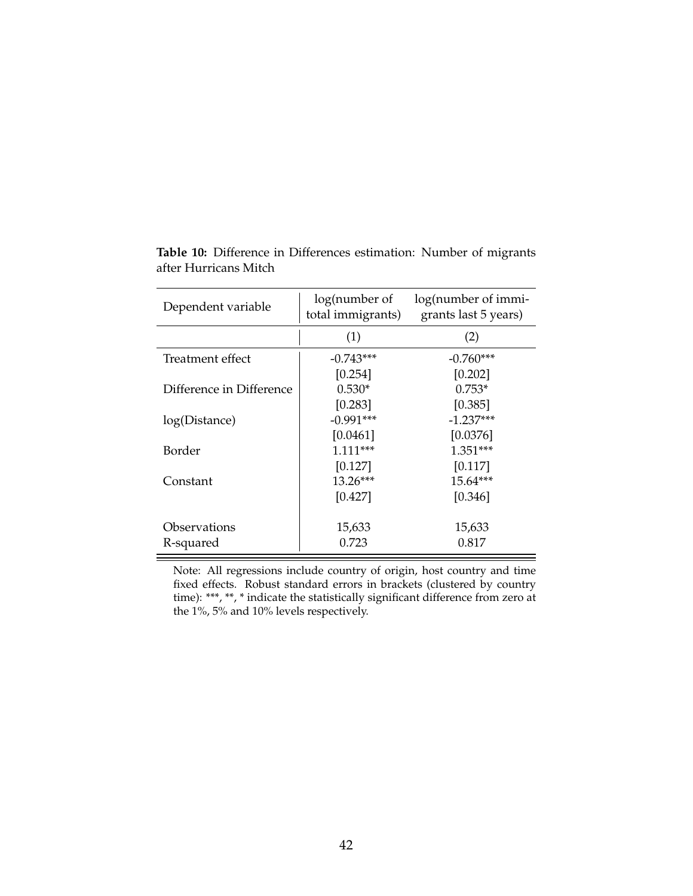**Table 10:** Difference in Differences estimation: Number of migrants after Hurricans Mitch

| Dependent variable | log(number of total immigrants) | log(number of immigrants last 5 years) |
|---|---|---|
| | (1) | (2) |
| Treatment effect | -0.743*** | -0.760*** |
| | [0.254] | [0.202] |
| Difference in Difference | 0.530* | 0.753* |
| | [0.283] | [0.385] |
| log(Distance) | -0.991*** | -1.237*** |
| | [0.0461] | [0.0376] |
| Border | 1.111*** | 1.351*** |
| | [0.127] | [0.117] |
| Constant | 13.26*** | 15.64*** |
| | [0.427] | [0.346] |
| Observations | 15,633 | 15,633 |
| R-squared | 0.723 | 0.817 |

Note: All regressions include country of origin, host country and time fixed effects. Robust standard errors in brackets (clustered by country time): ***, **, * indicate the statistically significant difference from zero at the 1%, 5% and 10% levels respectively.